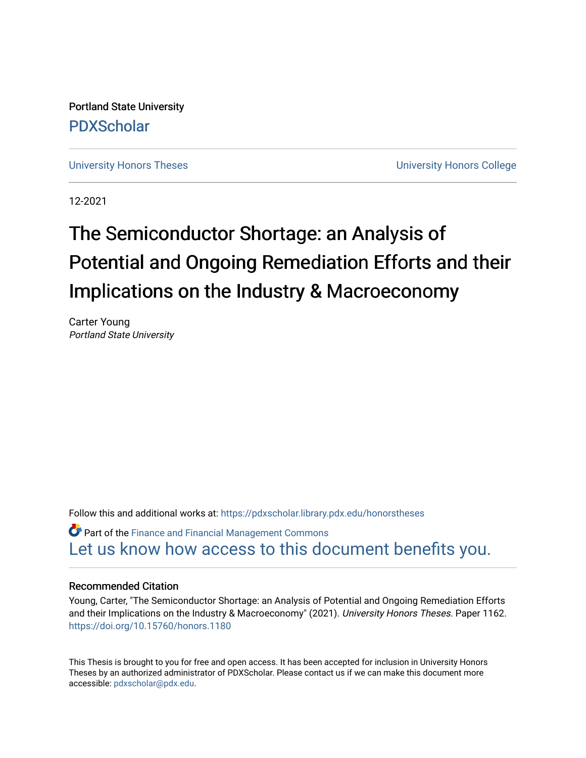Portland State University

PDXScholar

University Honors Theses | University Honors College

12-2021

# The Semiconductor Shortage: an Analysis of Potential and Ongoing Remediation Efforts and their Implications on the Industry & Macroeconomy

Carter Young
*Portland State University*

Follow this and additional works at: https://pdxscholar.library.pdx.edu/honorstheses

Part of the Finance and Financial Management Commons

Let us know how access to this document benefits you.

### Recommended Citation

Young, Carter, "The Semiconductor Shortage: an Analysis of Potential and Ongoing Remediation Efforts and their Implications on the Industry & Macroeconomy" (2021). *University Honors Theses.* Paper 1162.
https://doi.org/10.15760/honors.1180

This Thesis is brought to you for free and open access. It has been accepted for inclusion in University Honors Theses by an authorized administrator of PDXScholar. Please contact us if we can make this document more accessible: pdxscholar@pdx.edu.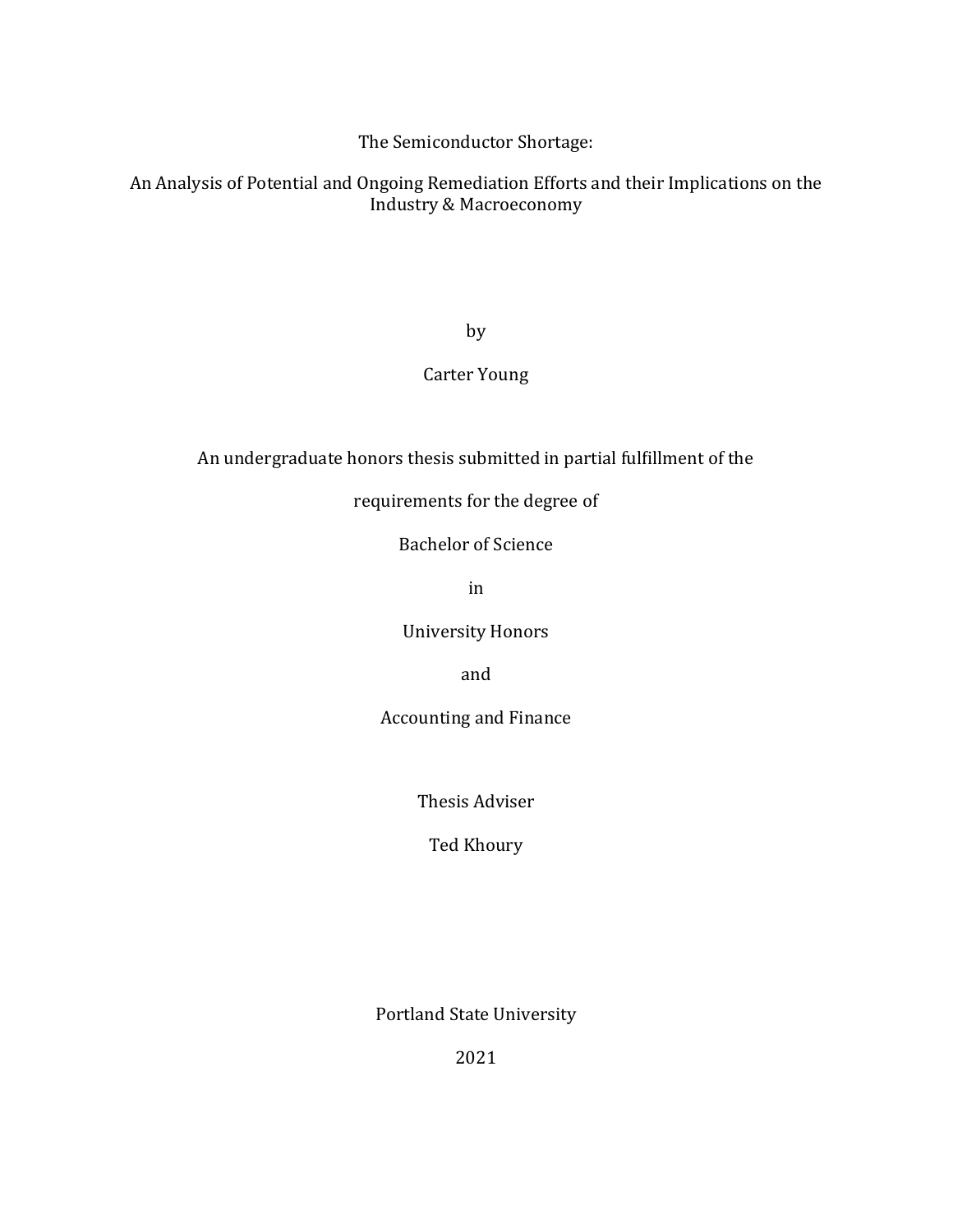# The Semiconductor Shortage:

## An Analysis of Potential and Ongoing Remediation Efforts and their Implications on the Industry & Macroeconomy

by

Carter Young

An undergraduate honors thesis submitted in partial fulfillment of the

requirements for the degree of

Bachelor of Science

in

University Honors

and

Accounting and Finance

Thesis Adviser

Ted Khoury

Portland State University

2021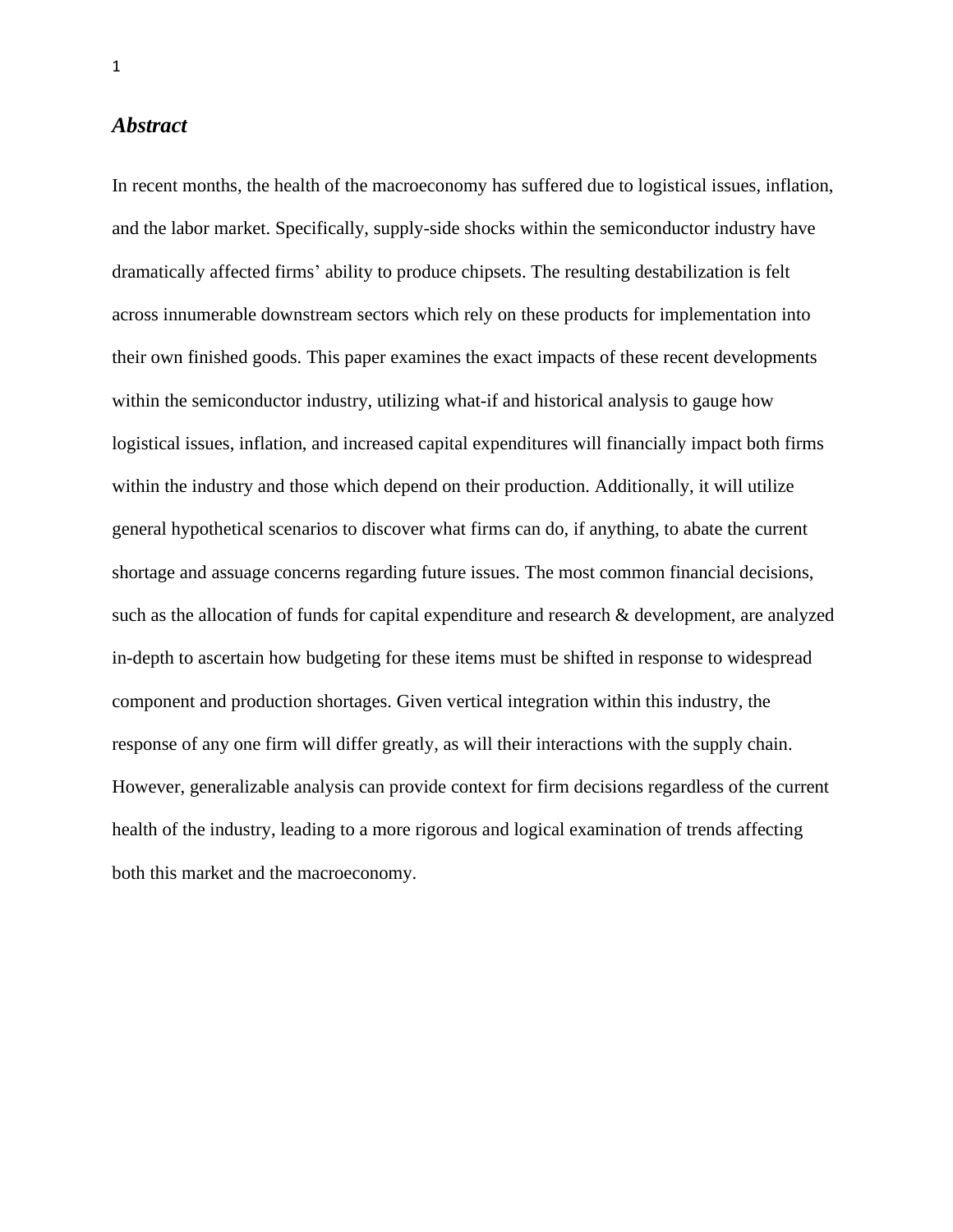## *Abstract*

In recent months, the health of the macroeconomy has suffered due to logistical issues, inflation, and the labor market. Specifically, supply-side shocks within the semiconductor industry have dramatically affected firms' ability to produce chipsets. The resulting destabilization is felt across innumerable downstream sectors which rely on these products for implementation into their own finished goods. This paper examines the exact impacts of these recent developments within the semiconductor industry, utilizing what-if and historical analysis to gauge how logistical issues, inflation, and increased capital expenditures will financially impact both firms within the industry and those which depend on their production. Additionally, it will utilize general hypothetical scenarios to discover what firms can do, if anything, to abate the current shortage and assuage concerns regarding future issues. The most common financial decisions, such as the allocation of funds for capital expenditure and research & development, are analyzed in-depth to ascertain how budgeting for these items must be shifted in response to widespread component and production shortages. Given vertical integration within this industry, the response of any one firm will differ greatly, as will their interactions with the supply chain. However, generalizable analysis can provide context for firm decisions regardless of the current health of the industry, leading to a more rigorous and logical examination of trends affecting both this market and the macroeconomy.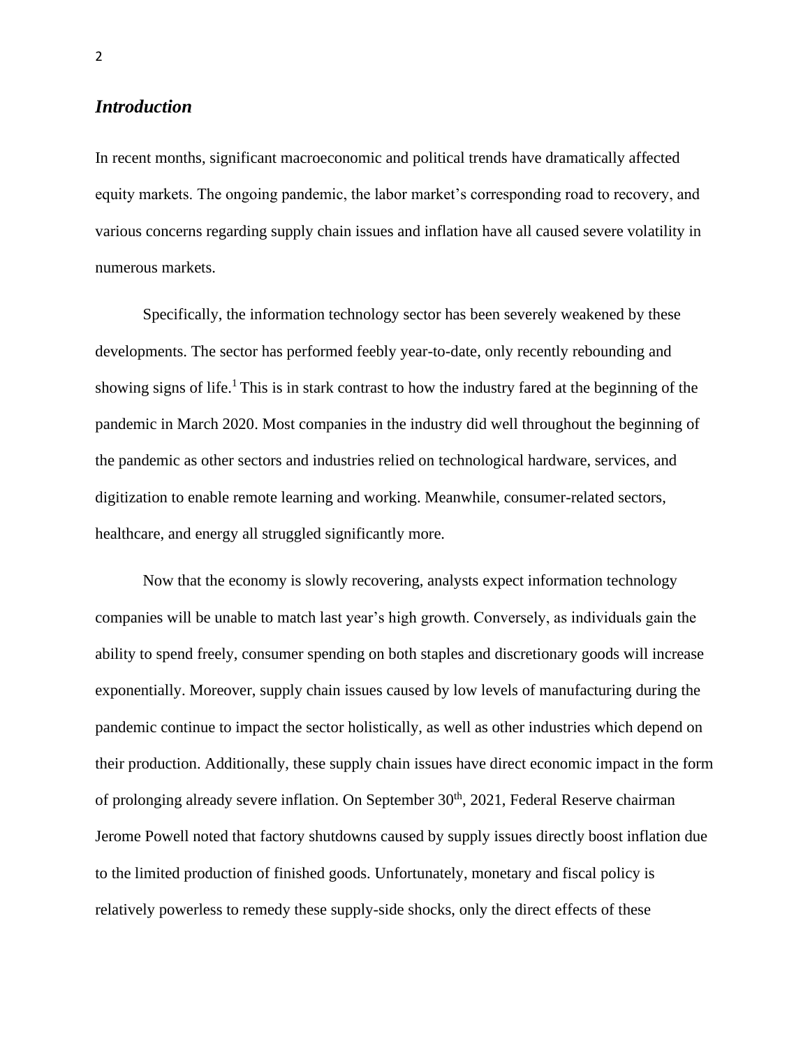## *Introduction*

In recent months, significant macroeconomic and political trends have dramatically affected equity markets. The ongoing pandemic, the labor market's corresponding road to recovery, and various concerns regarding supply chain issues and inflation have all caused severe volatility in numerous markets.

Specifically, the information technology sector has been severely weakened by these developments. The sector has performed feebly year-to-date, only recently rebounding and showing signs of life.[1] This is in stark contrast to how the industry fared at the beginning of the pandemic in March 2020. Most companies in the industry did well throughout the beginning of the pandemic as other sectors and industries relied on technological hardware, services, and digitization to enable remote learning and working. Meanwhile, consumer-related sectors, healthcare, and energy all struggled significantly more.

Now that the economy is slowly recovering, analysts expect information technology companies will be unable to match last year's high growth. Conversely, as individuals gain the ability to spend freely, consumer spending on both staples and discretionary goods will increase exponentially. Moreover, supply chain issues caused by low levels of manufacturing during the pandemic continue to impact the sector holistically, as well as other industries which depend on their production. Additionally, these supply chain issues have direct economic impact in the form of prolonging already severe inflation. On September 30th, 2021, Federal Reserve chairman Jerome Powell noted that factory shutdowns caused by supply issues directly boost inflation due to the limited production of finished goods. Unfortunately, monetary and fiscal policy is relatively powerless to remedy these supply-side shocks, only the direct effects of these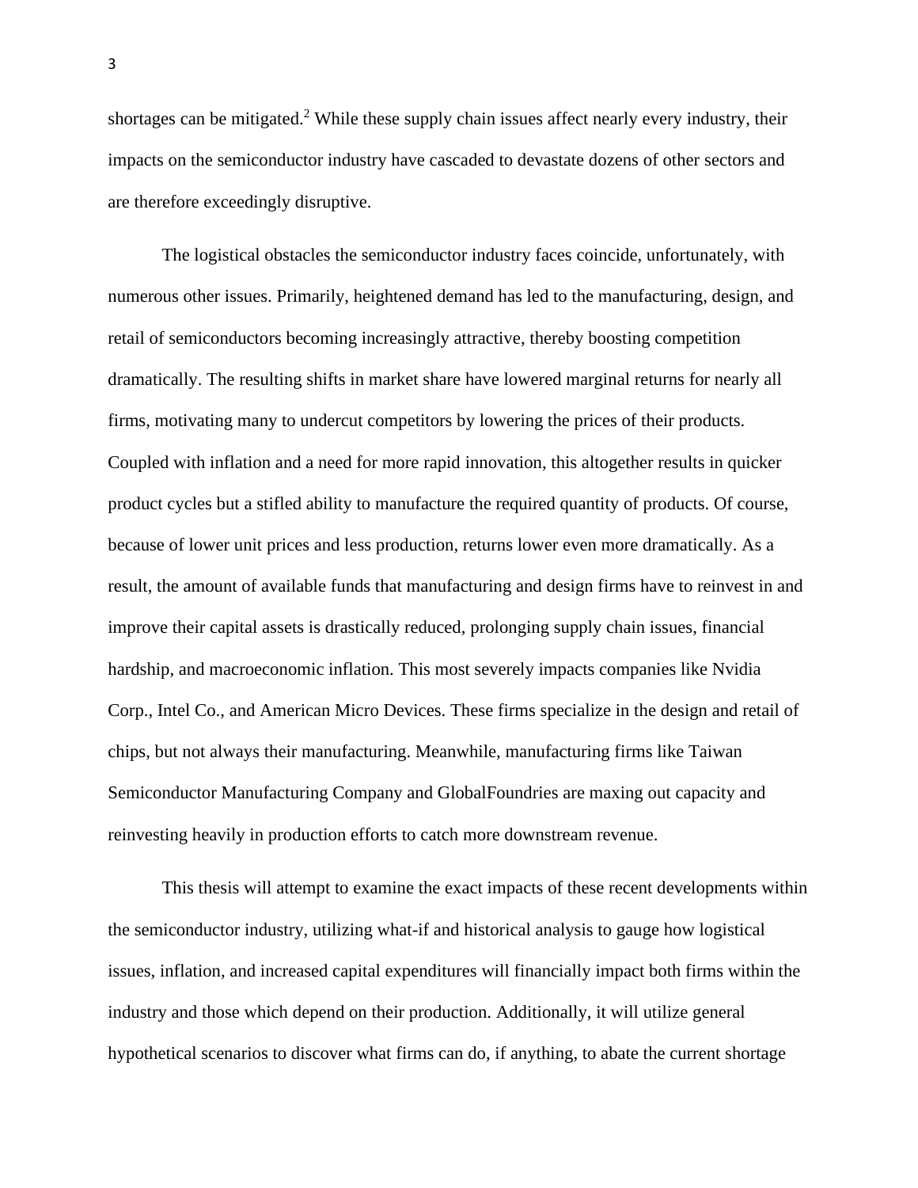shortages can be mitigated.[2] While these supply chain issues affect nearly every industry, their impacts on the semiconductor industry have cascaded to devastate dozens of other sectors and are therefore exceedingly disruptive.

The logistical obstacles the semiconductor industry faces coincide, unfortunately, with numerous other issues. Primarily, heightened demand has led to the manufacturing, design, and retail of semiconductors becoming increasingly attractive, thereby boosting competition dramatically. The resulting shifts in market share have lowered marginal returns for nearly all firms, motivating many to undercut competitors by lowering the prices of their products. Coupled with inflation and a need for more rapid innovation, this altogether results in quicker product cycles but a stifled ability to manufacture the required quantity of products. Of course, because of lower unit prices and less production, returns lower even more dramatically. As a result, the amount of available funds that manufacturing and design firms have to reinvest in and improve their capital assets is drastically reduced, prolonging supply chain issues, financial hardship, and macroeconomic inflation. This most severely impacts companies like Nvidia Corp., Intel Co., and American Micro Devices. These firms specialize in the design and retail of chips, but not always their manufacturing. Meanwhile, manufacturing firms like Taiwan Semiconductor Manufacturing Company and GlobalFoundries are maxing out capacity and reinvesting heavily in production efforts to catch more downstream revenue.

This thesis will attempt to examine the exact impacts of these recent developments within the semiconductor industry, utilizing what-if and historical analysis to gauge how logistical issues, inflation, and increased capital expenditures will financially impact both firms within the industry and those which depend on their production. Additionally, it will utilize general hypothetical scenarios to discover what firms can do, if anything, to abate the current shortage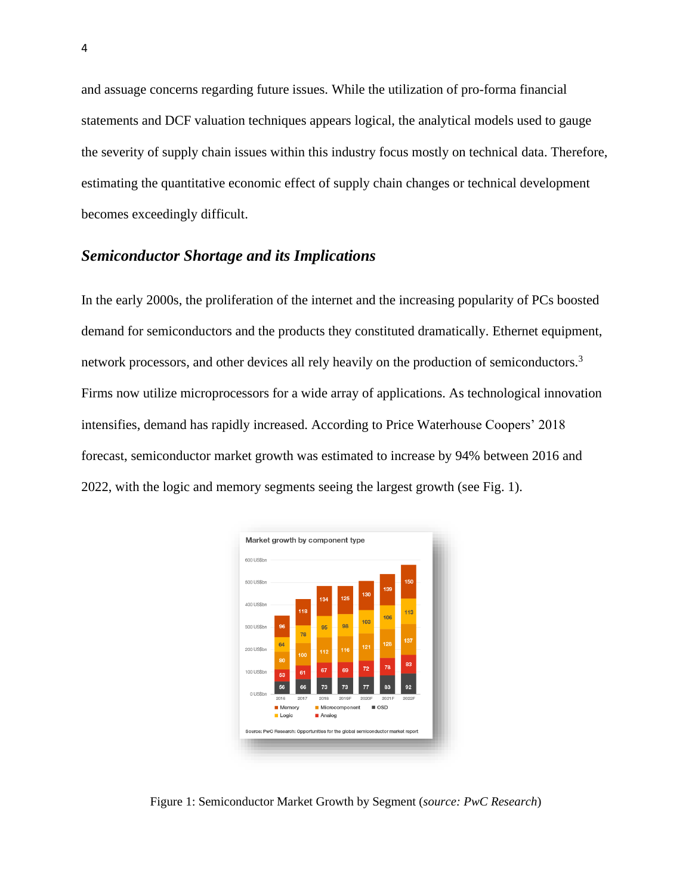and assuage concerns regarding future issues. While the utilization of pro-forma financial statements and DCF valuation techniques appears logical, the analytical models used to gauge the severity of supply chain issues within this industry focus mostly on technical data. Therefore, estimating the quantitative economic effect of supply chain changes or technical development becomes exceedingly difficult.

### *Semiconductor Shortage and its Implications*

In the early 2000s, the proliferation of the internet and the increasing popularity of PCs boosted demand for semiconductors and the products they constituted dramatically. Ethernet equipment, network processors, and other devices all rely heavily on the production of semiconductors.[3] Firms now utilize microprocessors for a wide array of applications. As technological innovation intensifies, demand has rapidly increased. According to Price Waterhouse Coopers' 2018 forecast, semiconductor market growth was estimated to increase by 94% between 2016 and 2022, with the logic and memory segments seeing the largest growth (see Fig. 1).

Figure 1: Semiconductor Market Growth by Segment (*source: PwC Research*)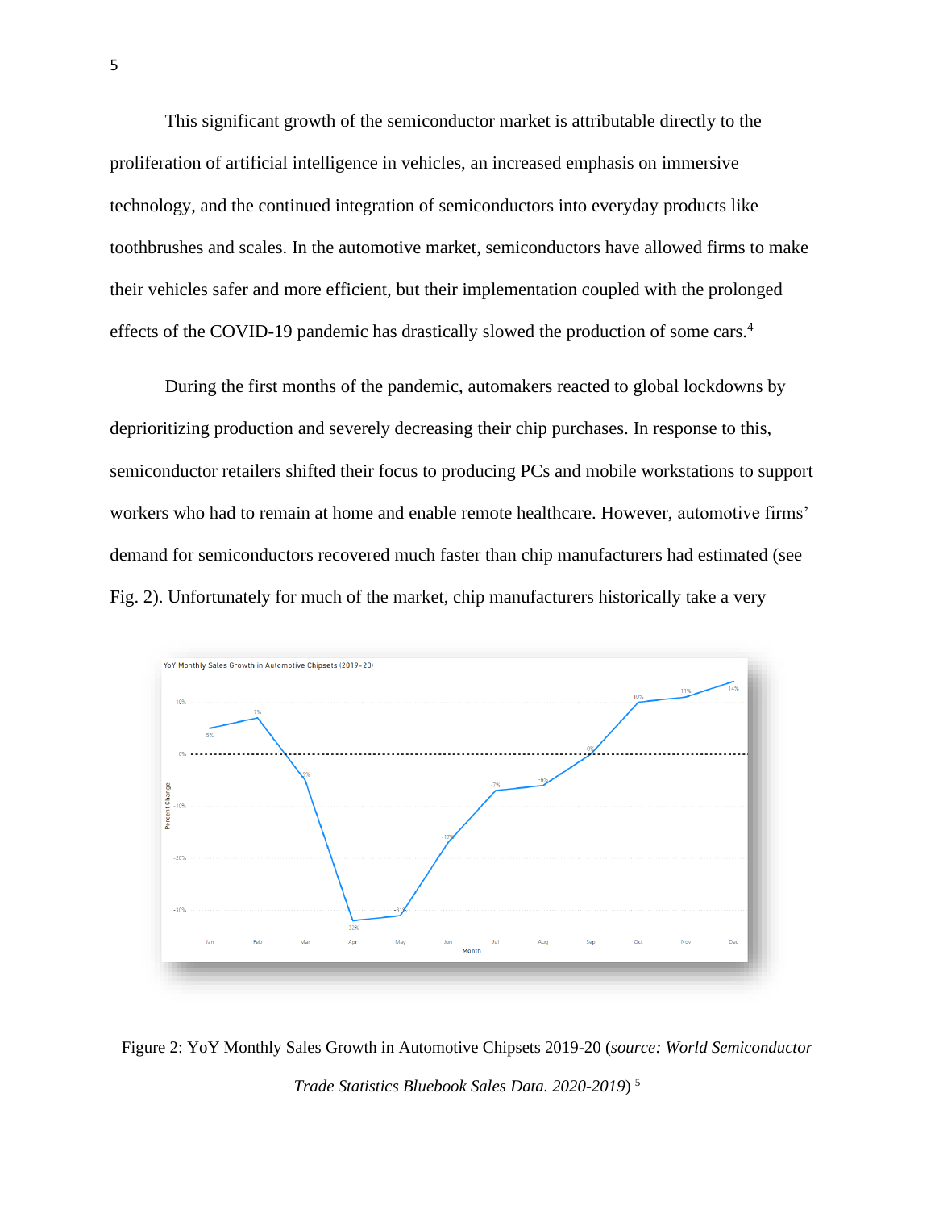This significant growth of the semiconductor market is attributable directly to the proliferation of artificial intelligence in vehicles, an increased emphasis on immersive technology, and the continued integration of semiconductors into everyday products like toothbrushes and scales. In the automotive market, semiconductors have allowed firms to make their vehicles safer and more efficient, but their implementation coupled with the prolonged effects of the COVID-19 pandemic has drastically slowed the production of some cars.[4]

During the first months of the pandemic, automakers reacted to global lockdowns by deprioritizing production and severely decreasing their chip purchases. In response to this, semiconductor retailers shifted their focus to producing PCs and mobile workstations to support workers who had to remain at home and enable remote healthcare. However, automotive firms' demand for semiconductors recovered much faster than chip manufacturers had estimated (see Fig. 2). Unfortunately for much of the market, chip manufacturers historically take a very

Figure 2: YoY Monthly Sales Growth in Automotive Chipsets 2019-20 (*source: World Semiconductor Trade Statistics Bluebook Sales Data. 2020-2019*) [5]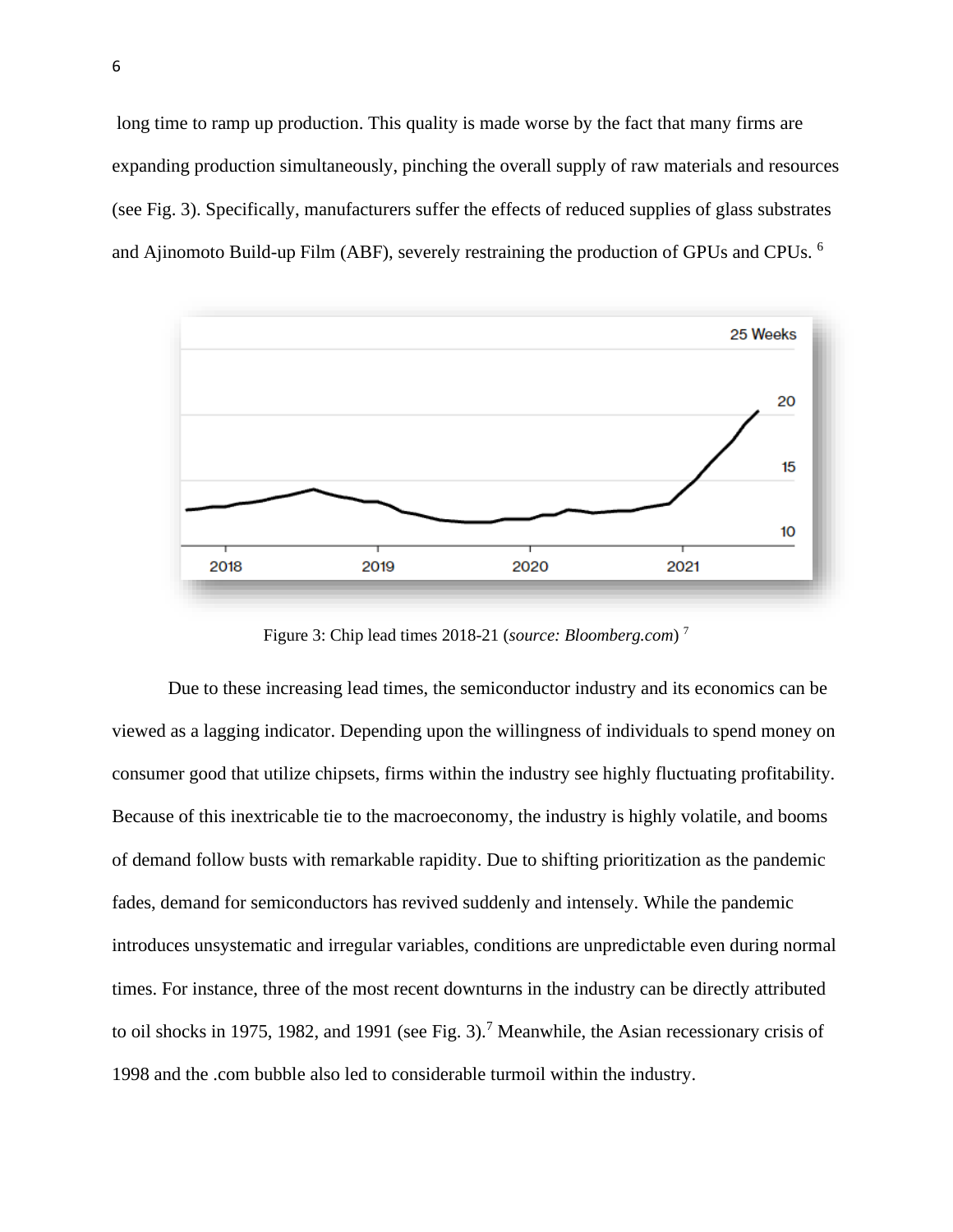long time to ramp up production. This quality is made worse by the fact that many firms are expanding production simultaneously, pinching the overall supply of raw materials and resources (see Fig. 3). Specifically, manufacturers suffer the effects of reduced supplies of glass substrates and Ajinomoto Build-up Film (ABF), severely restraining the production of GPUs and CPUs. [6]

Figure 3: Chip lead times 2018-21 (*source: Bloomberg.com*) [7]

Due to these increasing lead times, the semiconductor industry and its economics can be viewed as a lagging indicator. Depending upon the willingness of individuals to spend money on consumer good that utilize chipsets, firms within the industry see highly fluctuating profitability. Because of this inextricable tie to the macroeconomy, the industry is highly volatile, and booms of demand follow busts with remarkable rapidity. Due to shifting prioritization as the pandemic fades, demand for semiconductors has revived suddenly and intensely. While the pandemic introduces unsystematic and irregular variables, conditions are unpredictable even during normal times. For instance, three of the most recent downturns in the industry can be directly attributed to oil shocks in 1975, 1982, and 1991 (see Fig. 3).[7] Meanwhile, the Asian recessionary crisis of 1998 and the .com bubble also led to considerable turmoil within the industry.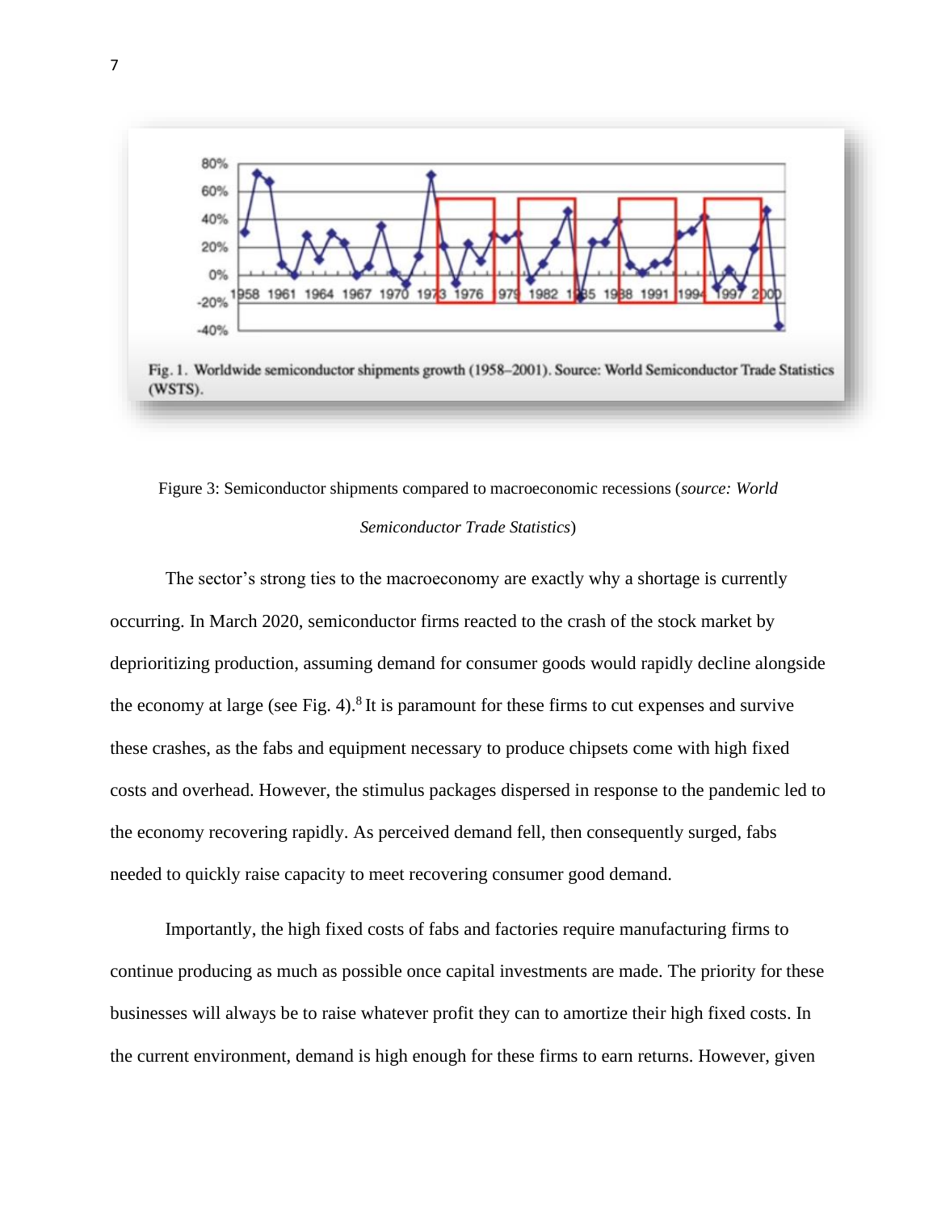Figure 3: Semiconductor shipments compared to macroeconomic recessions (*source: World Semiconductor Trade Statistics*)

The sector's strong ties to the macroeconomy are exactly why a shortage is currently occurring. In March 2020, semiconductor firms reacted to the crash of the stock market by deprioritizing production, assuming demand for consumer goods would rapidly decline alongside the economy at large (see Fig. 4).[8] It is paramount for these firms to cut expenses and survive these crashes, as the fabs and equipment necessary to produce chipsets come with high fixed costs and overhead. However, the stimulus packages dispersed in response to the pandemic led to the economy recovering rapidly. As perceived demand fell, then consequently surged, fabs needed to quickly raise capacity to meet recovering consumer good demand.

Importantly, the high fixed costs of fabs and factories require manufacturing firms to continue producing as much as possible once capital investments are made. The priority for these businesses will always be to raise whatever profit they can to amortize their high fixed costs. In the current environment, demand is high enough for these firms to earn returns. However, given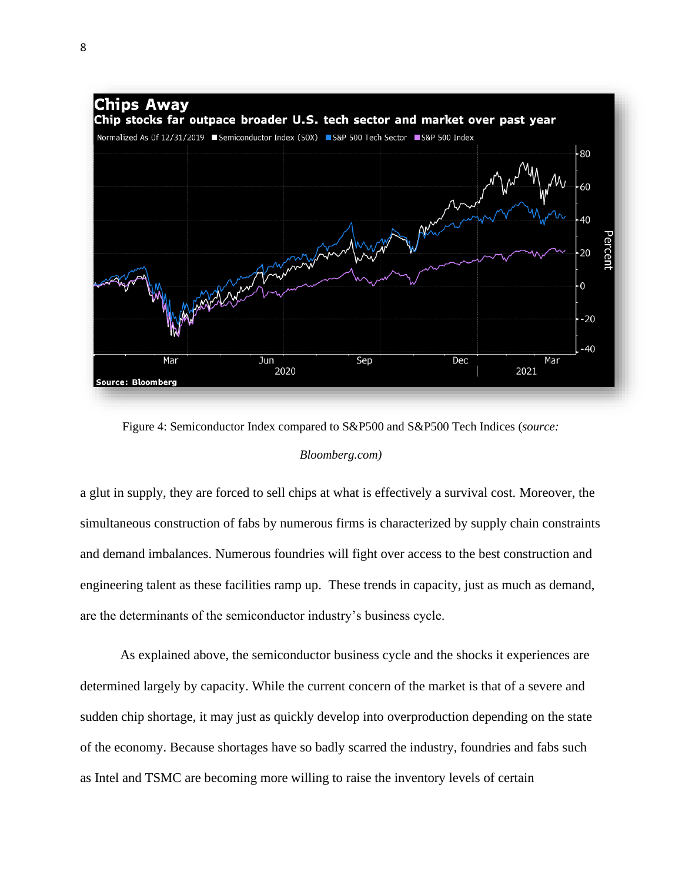Figure 4: Semiconductor Index compared to S&P500 and S&P500 Tech Indices (*source: Bloomberg.com)*

a glut in supply, they are forced to sell chips at what is effectively a survival cost. Moreover, the simultaneous construction of fabs by numerous firms is characterized by supply chain constraints and demand imbalances. Numerous foundries will fight over access to the best construction and engineering talent as these facilities ramp up. These trends in capacity, just as much as demand, are the determinants of the semiconductor industry's business cycle.

As explained above, the semiconductor business cycle and the shocks it experiences are determined largely by capacity. While the current concern of the market is that of a severe and sudden chip shortage, it may just as quickly develop into overproduction depending on the state of the economy. Because shortages have so badly scarred the industry, foundries and fabs such as Intel and TSMC are becoming more willing to raise the inventory levels of certain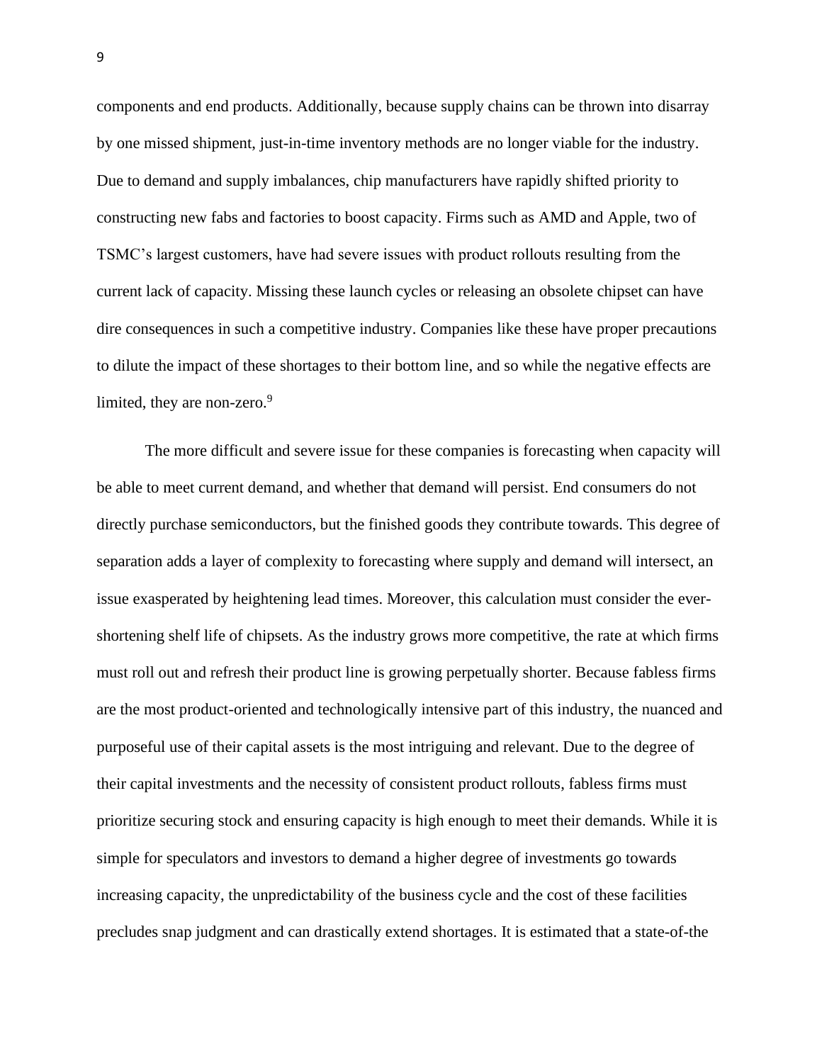components and end products. Additionally, because supply chains can be thrown into disarray by one missed shipment, just-in-time inventory methods are no longer viable for the industry. Due to demand and supply imbalances, chip manufacturers have rapidly shifted priority to constructing new fabs and factories to boost capacity. Firms such as AMD and Apple, two of TSMC's largest customers, have had severe issues with product rollouts resulting from the current lack of capacity. Missing these launch cycles or releasing an obsolete chipset can have dire consequences in such a competitive industry. Companies like these have proper precautions to dilute the impact of these shortages to their bottom line, and so while the negative effects are limited, they are non-zero.[9]

The more difficult and severe issue for these companies is forecasting when capacity will be able to meet current demand, and whether that demand will persist. End consumers do not directly purchase semiconductors, but the finished goods they contribute towards. This degree of separation adds a layer of complexity to forecasting where supply and demand will intersect, an issue exasperated by heightening lead times. Moreover, this calculation must consider the ever-shortening shelf life of chipsets. As the industry grows more competitive, the rate at which firms must roll out and refresh their product line is growing perpetually shorter. Because fabless firms are the most product-oriented and technologically intensive part of this industry, the nuanced and purposeful use of their capital assets is the most intriguing and relevant. Due to the degree of their capital investments and the necessity of consistent product rollouts, fabless firms must prioritize securing stock and ensuring capacity is high enough to meet their demands. While it is simple for speculators and investors to demand a higher degree of investments go towards increasing capacity, the unpredictability of the business cycle and the cost of these facilities precludes snap judgment and can drastically extend shortages. It is estimated that a state-of-the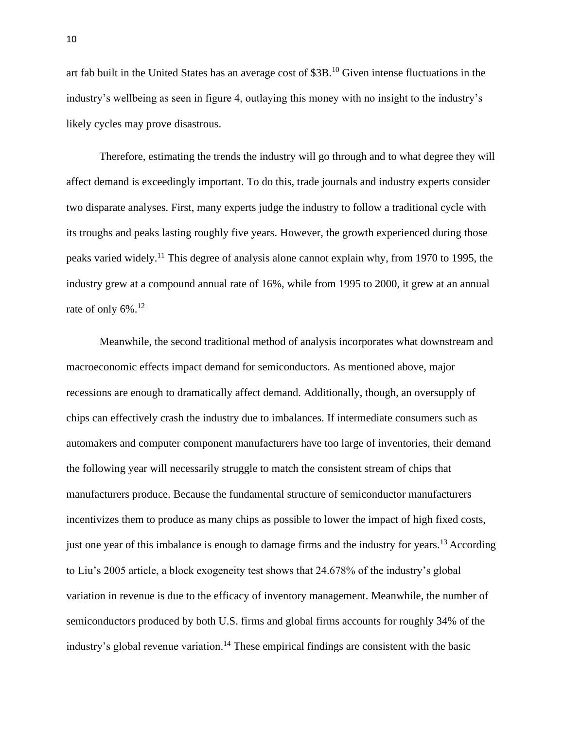art fab built in the United States has an average cost of $3B.[10] Given intense fluctuations in the industry's wellbeing as seen in figure 4, outlaying this money with no insight to the industry's likely cycles may prove disastrous.

Therefore, estimating the trends the industry will go through and to what degree they will affect demand is exceedingly important. To do this, trade journals and industry experts consider two disparate analyses. First, many experts judge the industry to follow a traditional cycle with its troughs and peaks lasting roughly five years. However, the growth experienced during those peaks varied widely.[11] This degree of analysis alone cannot explain why, from 1970 to 1995, the industry grew at a compound annual rate of 16%, while from 1995 to 2000, it grew at an annual rate of only 6%.[12]

Meanwhile, the second traditional method of analysis incorporates what downstream and macroeconomic effects impact demand for semiconductors. As mentioned above, major recessions are enough to dramatically affect demand. Additionally, though, an oversupply of chips can effectively crash the industry due to imbalances. If intermediate consumers such as automakers and computer component manufacturers have too large of inventories, their demand the following year will necessarily struggle to match the consistent stream of chips that manufacturers produce. Because the fundamental structure of semiconductor manufacturers incentivizes them to produce as many chips as possible to lower the impact of high fixed costs, just one year of this imbalance is enough to damage firms and the industry for years.[13] According to Liu's 2005 article, a block exogeneity test shows that 24.678% of the industry's global variation in revenue is due to the efficacy of inventory management. Meanwhile, the number of semiconductors produced by both U.S. firms and global firms accounts for roughly 34% of the industry's global revenue variation.[14] These empirical findings are consistent with the basic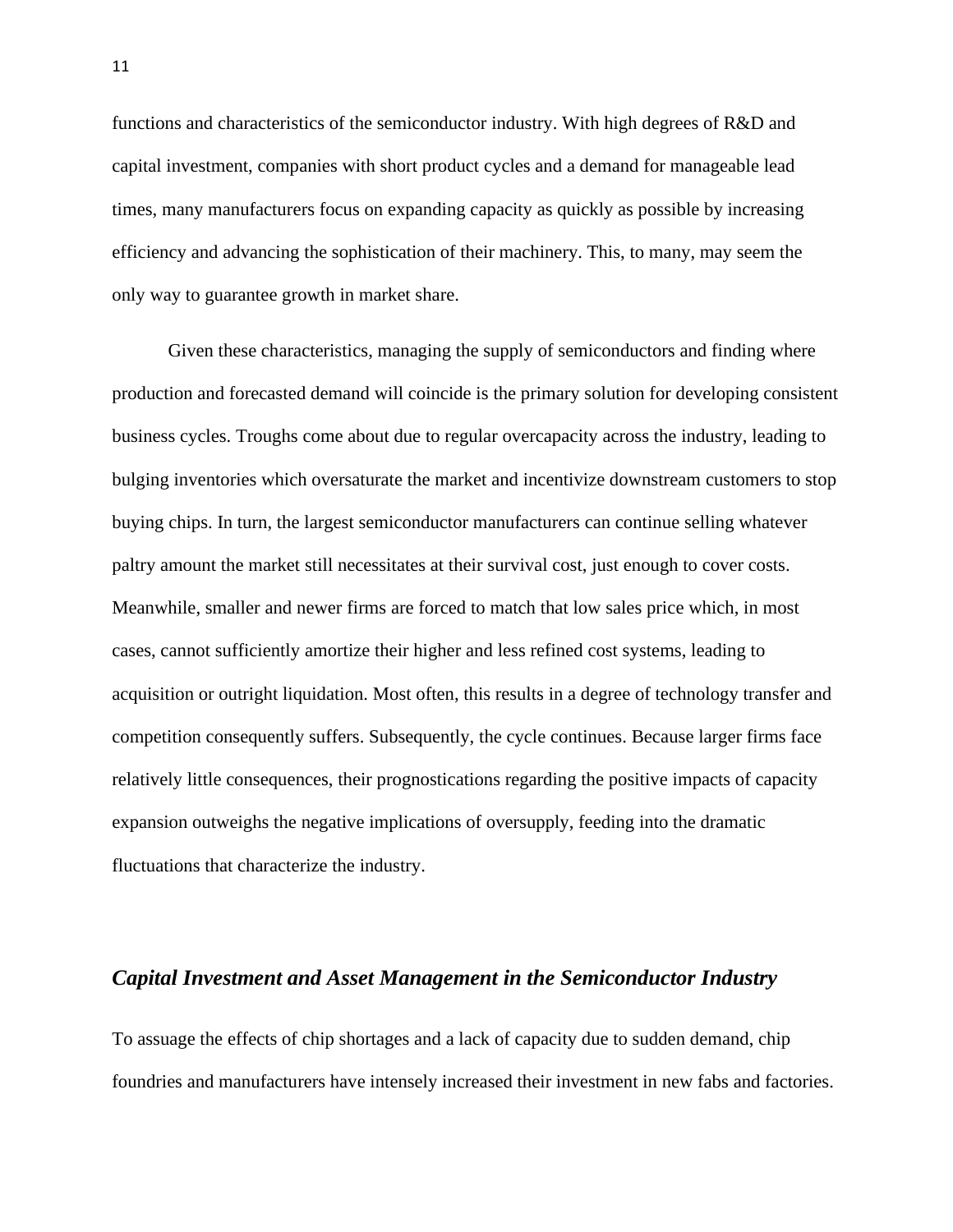functions and characteristics of the semiconductor industry. With high degrees of R&D and capital investment, companies with short product cycles and a demand for manageable lead times, many manufacturers focus on expanding capacity as quickly as possible by increasing efficiency and advancing the sophistication of their machinery. This, to many, may seem the only way to guarantee growth in market share.

Given these characteristics, managing the supply of semiconductors and finding where production and forecasted demand will coincide is the primary solution for developing consistent business cycles. Troughs come about due to regular overcapacity across the industry, leading to bulging inventories which oversaturate the market and incentivize downstream customers to stop buying chips. In turn, the largest semiconductor manufacturers can continue selling whatever paltry amount the market still necessitates at their survival cost, just enough to cover costs. Meanwhile, smaller and newer firms are forced to match that low sales price which, in most cases, cannot sufficiently amortize their higher and less refined cost systems, leading to acquisition or outright liquidation. Most often, this results in a degree of technology transfer and competition consequently suffers. Subsequently, the cycle continues. Because larger firms face relatively little consequences, their prognostications regarding the positive impacts of capacity expansion outweighs the negative implications of oversupply, feeding into the dramatic fluctuations that characterize the industry.

### *Capital Investment and Asset Management in the Semiconductor Industry*

To assuage the effects of chip shortages and a lack of capacity due to sudden demand, chip foundries and manufacturers have intensely increased their investment in new fabs and factories.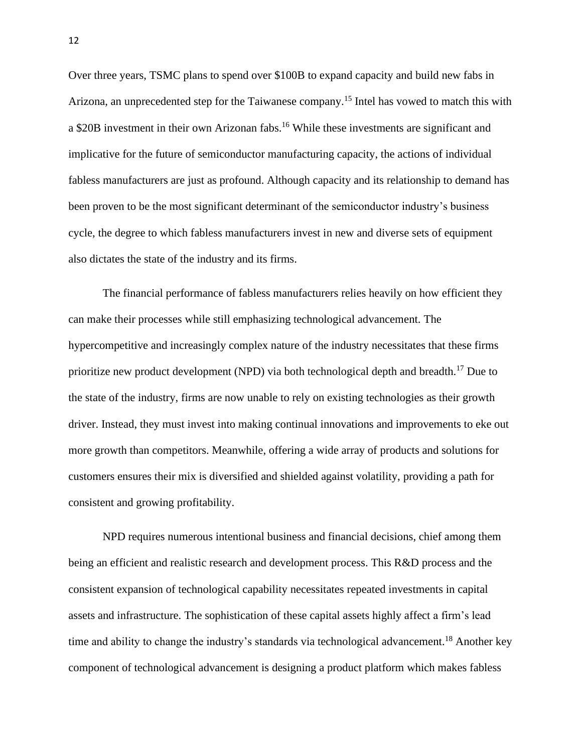Over three years, TSMC plans to spend over $100B to expand capacity and build new fabs in Arizona, an unprecedented step for the Taiwanese company.[15] Intel has vowed to match this with a $20B investment in their own Arizonan fabs.[16] While these investments are significant and implicative for the future of semiconductor manufacturing capacity, the actions of individual fabless manufacturers are just as profound. Although capacity and its relationship to demand has been proven to be the most significant determinant of the semiconductor industry's business cycle, the degree to which fabless manufacturers invest in new and diverse sets of equipment also dictates the state of the industry and its firms.

The financial performance of fabless manufacturers relies heavily on how efficient they can make their processes while still emphasizing technological advancement. The hypercompetitive and increasingly complex nature of the industry necessitates that these firms prioritize new product development (NPD) via both technological depth and breadth.[17] Due to the state of the industry, firms are now unable to rely on existing technologies as their growth driver. Instead, they must invest into making continual innovations and improvements to eke out more growth than competitors. Meanwhile, offering a wide array of products and solutions for customers ensures their mix is diversified and shielded against volatility, providing a path for consistent and growing profitability.

NPD requires numerous intentional business and financial decisions, chief among them being an efficient and realistic research and development process. This R&D process and the consistent expansion of technological capability necessitates repeated investments in capital assets and infrastructure. The sophistication of these capital assets highly affect a firm's lead time and ability to change the industry's standards via technological advancement.[18] Another key component of technological advancement is designing a product platform which makes fabless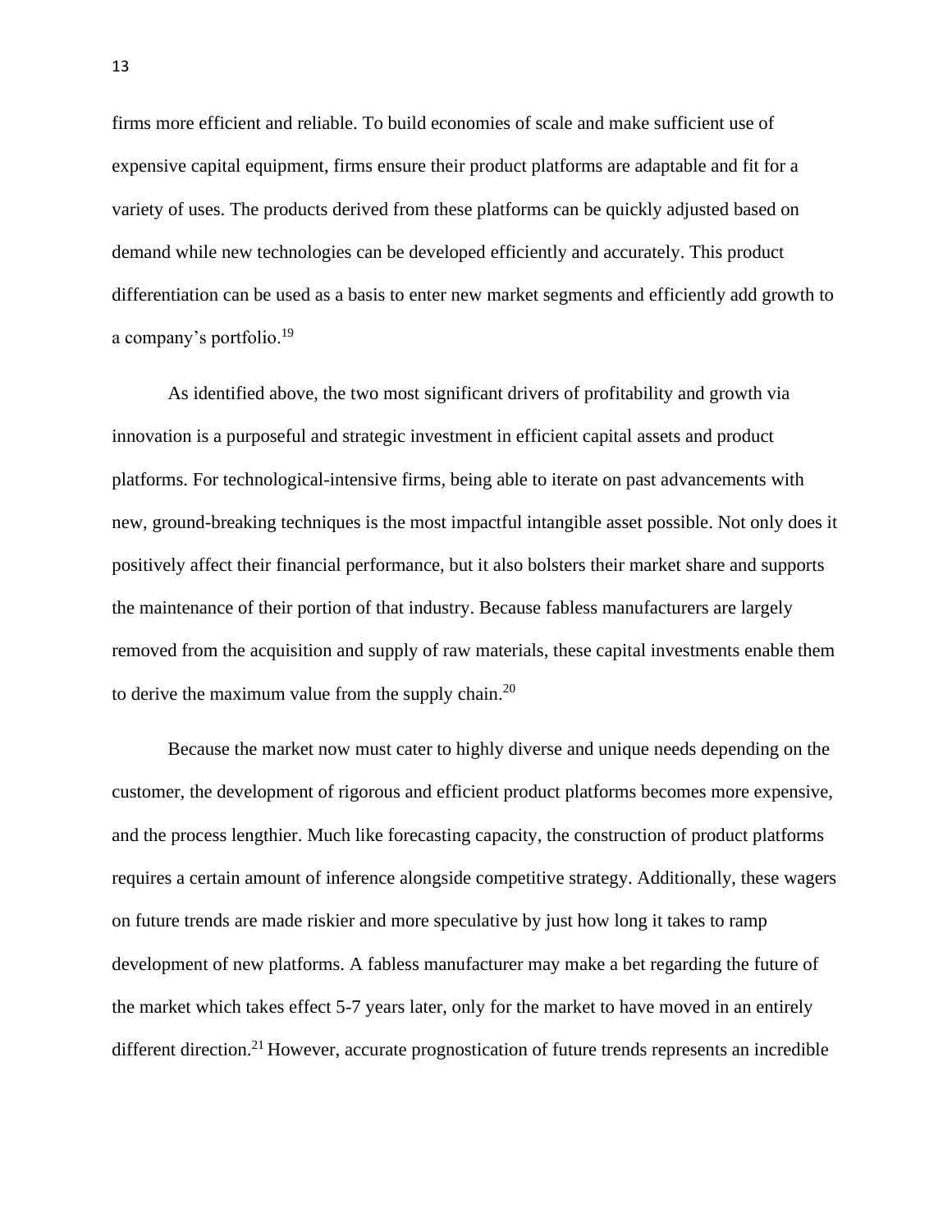firms more efficient and reliable. To build economies of scale and make sufficient use of expensive capital equipment, firms ensure their product platforms are adaptable and fit for a variety of uses. The products derived from these platforms can be quickly adjusted based on demand while new technologies can be developed efficiently and accurately. This product differentiation can be used as a basis to enter new market segments and efficiently add growth to a company's portfolio.[19]

As identified above, the two most significant drivers of profitability and growth via innovation is a purposeful and strategic investment in efficient capital assets and product platforms. For technological-intensive firms, being able to iterate on past advancements with new, ground-breaking techniques is the most impactful intangible asset possible. Not only does it positively affect their financial performance, but it also bolsters their market share and supports the maintenance of their portion of that industry. Because fabless manufacturers are largely removed from the acquisition and supply of raw materials, these capital investments enable them to derive the maximum value from the supply chain.[20]

Because the market now must cater to highly diverse and unique needs depending on the customer, the development of rigorous and efficient product platforms becomes more expensive, and the process lengthier. Much like forecasting capacity, the construction of product platforms requires a certain amount of inference alongside competitive strategy. Additionally, these wagers on future trends are made riskier and more speculative by just how long it takes to ramp development of new platforms. A fabless manufacturer may make a bet regarding the future of the market which takes effect 5-7 years later, only for the market to have moved in an entirely different direction.[21] However, accurate prognostication of future trends represents an incredible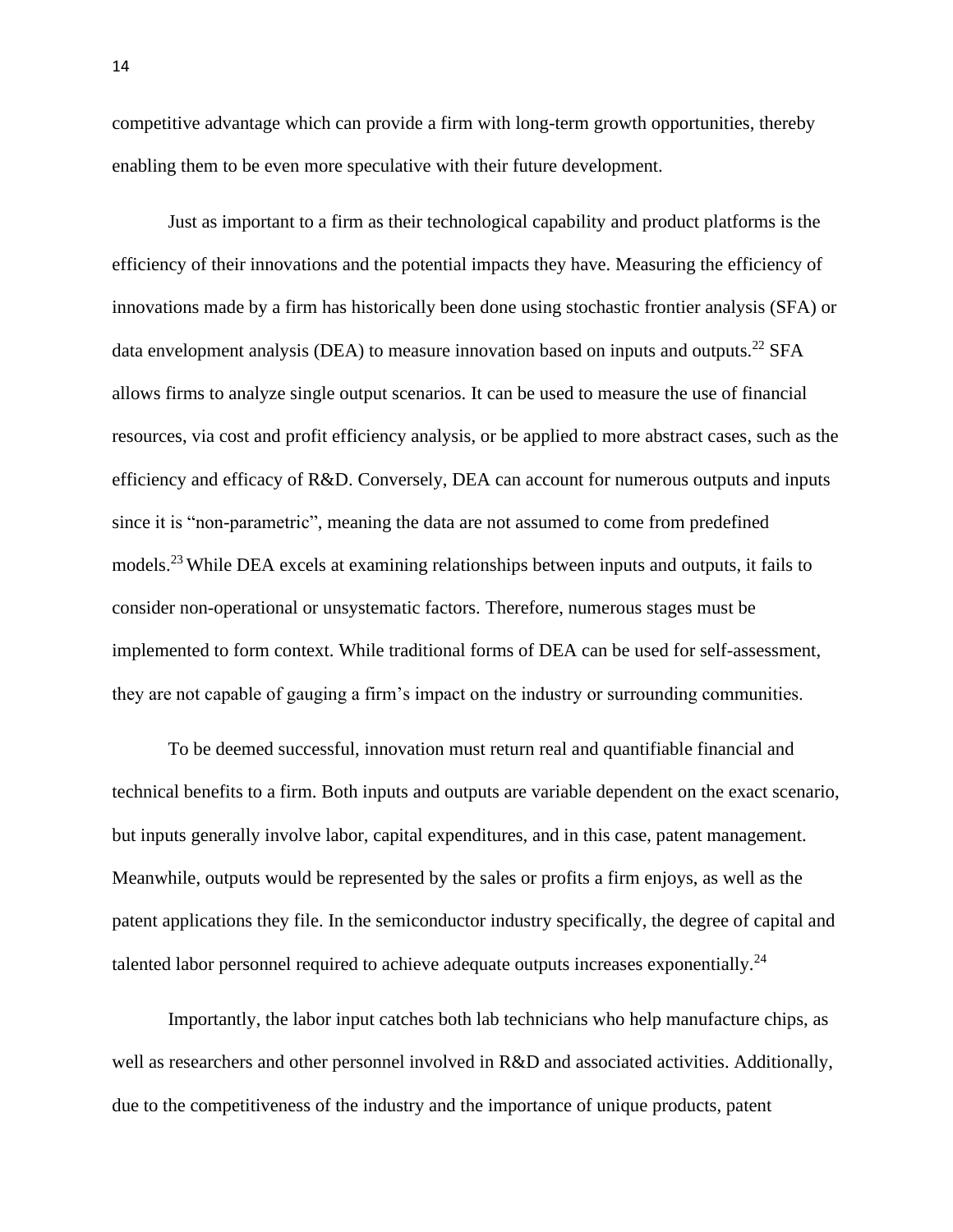competitive advantage which can provide a firm with long-term growth opportunities, thereby enabling them to be even more speculative with their future development.

Just as important to a firm as their technological capability and product platforms is the efficiency of their innovations and the potential impacts they have. Measuring the efficiency of innovations made by a firm has historically been done using stochastic frontier analysis (SFA) or data envelopment analysis (DEA) to measure innovation based on inputs and outputs.[22] SFA allows firms to analyze single output scenarios. It can be used to measure the use of financial resources, via cost and profit efficiency analysis, or be applied to more abstract cases, such as the efficiency and efficacy of R&D. Conversely, DEA can account for numerous outputs and inputs since it is "non-parametric", meaning the data are not assumed to come from predefined models.[23] While DEA excels at examining relationships between inputs and outputs, it fails to consider non-operational or unsystematic factors. Therefore, numerous stages must be implemented to form context. While traditional forms of DEA can be used for self-assessment, they are not capable of gauging a firm's impact on the industry or surrounding communities.

To be deemed successful, innovation must return real and quantifiable financial and technical benefits to a firm. Both inputs and outputs are variable dependent on the exact scenario, but inputs generally involve labor, capital expenditures, and in this case, patent management. Meanwhile, outputs would be represented by the sales or profits a firm enjoys, as well as the patent applications they file. In the semiconductor industry specifically, the degree of capital and talented labor personnel required to achieve adequate outputs increases exponentially.[24]

Importantly, the labor input catches both lab technicians who help manufacture chips, as well as researchers and other personnel involved in R&D and associated activities. Additionally, due to the competitiveness of the industry and the importance of unique products, patent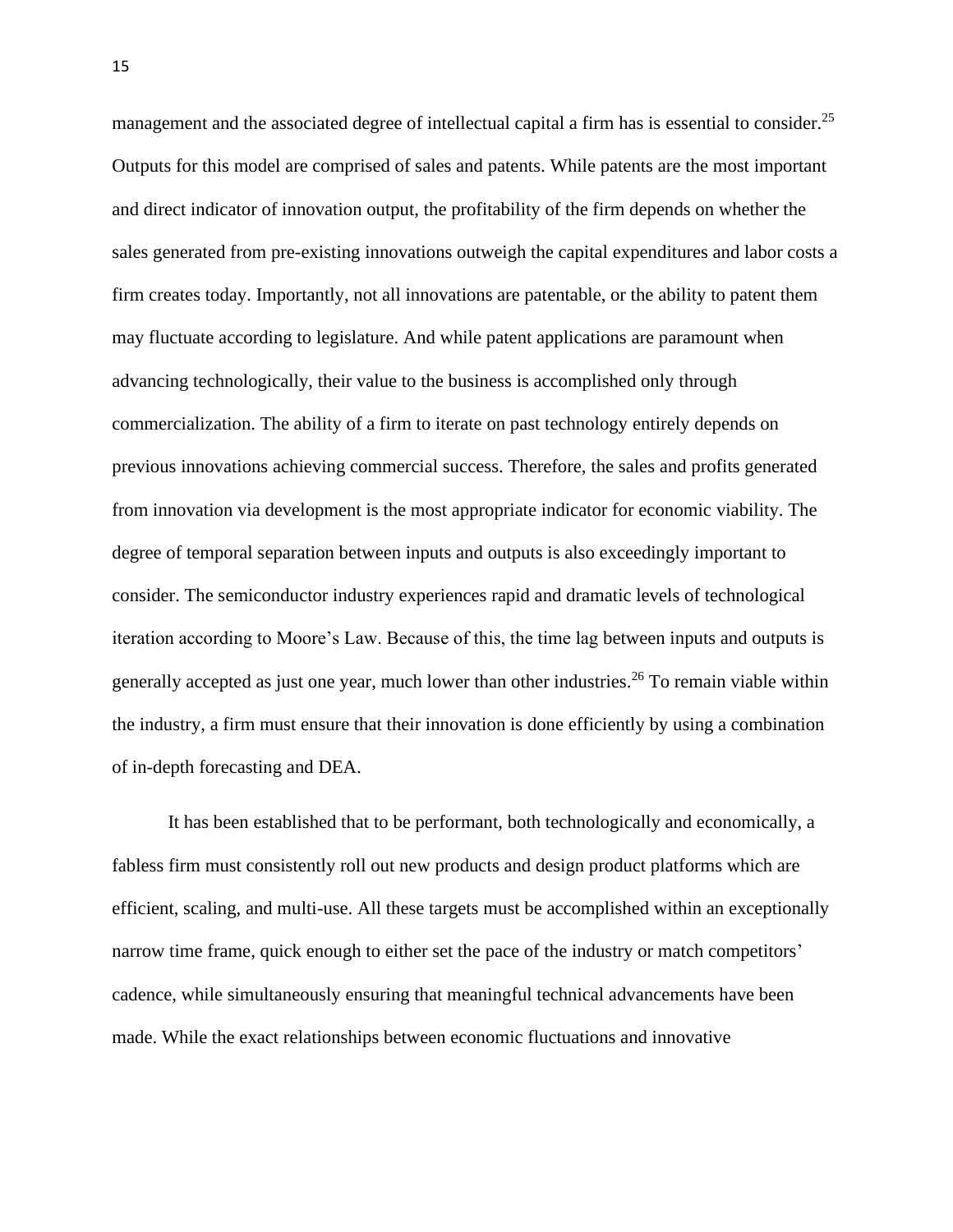management and the associated degree of intellectual capital a firm has is essential to consider.[25] Outputs for this model are comprised of sales and patents. While patents are the most important and direct indicator of innovation output, the profitability of the firm depends on whether the sales generated from pre-existing innovations outweigh the capital expenditures and labor costs a firm creates today. Importantly, not all innovations are patentable, or the ability to patent them may fluctuate according to legislature. And while patent applications are paramount when advancing technologically, their value to the business is accomplished only through commercialization. The ability of a firm to iterate on past technology entirely depends on previous innovations achieving commercial success. Therefore, the sales and profits generated from innovation via development is the most appropriate indicator for economic viability. The degree of temporal separation between inputs and outputs is also exceedingly important to consider. The semiconductor industry experiences rapid and dramatic levels of technological iteration according to Moore's Law. Because of this, the time lag between inputs and outputs is generally accepted as just one year, much lower than other industries.[26] To remain viable within the industry, a firm must ensure that their innovation is done efficiently by using a combination of in-depth forecasting and DEA.

It has been established that to be performant, both technologically and economically, a fabless firm must consistently roll out new products and design product platforms which are efficient, scaling, and multi-use. All these targets must be accomplished within an exceptionally narrow time frame, quick enough to either set the pace of the industry or match competitors' cadence, while simultaneously ensuring that meaningful technical advancements have been made. While the exact relationships between economic fluctuations and innovative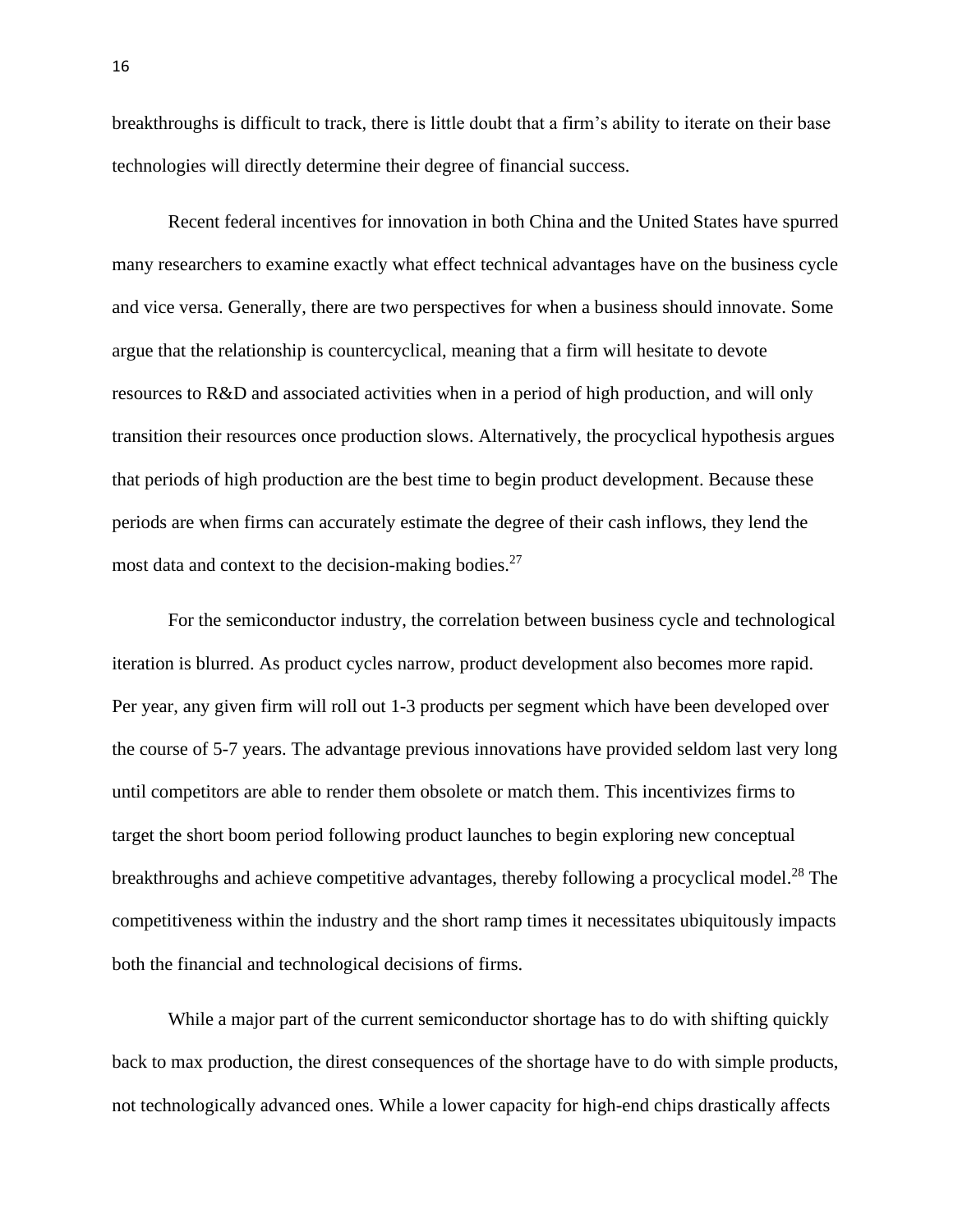breakthroughs is difficult to track, there is little doubt that a firm's ability to iterate on their base technologies will directly determine their degree of financial success.

Recent federal incentives for innovation in both China and the United States have spurred many researchers to examine exactly what effect technical advantages have on the business cycle and vice versa. Generally, there are two perspectives for when a business should innovate. Some argue that the relationship is countercyclical, meaning that a firm will hesitate to devote resources to R&D and associated activities when in a period of high production, and will only transition their resources once production slows. Alternatively, the procyclical hypothesis argues that periods of high production are the best time to begin product development. Because these periods are when firms can accurately estimate the degree of their cash inflows, they lend the most data and context to the decision-making bodies.[27]

For the semiconductor industry, the correlation between business cycle and technological iteration is blurred. As product cycles narrow, product development also becomes more rapid. Per year, any given firm will roll out 1-3 products per segment which have been developed over the course of 5-7 years. The advantage previous innovations have provided seldom last very long until competitors are able to render them obsolete or match them. This incentivizes firms to target the short boom period following product launches to begin exploring new conceptual breakthroughs and achieve competitive advantages, thereby following a procyclical model.[28] The competitiveness within the industry and the short ramp times it necessitates ubiquitously impacts both the financial and technological decisions of firms.

While a major part of the current semiconductor shortage has to do with shifting quickly back to max production, the direst consequences of the shortage have to do with simple products, not technologically advanced ones. While a lower capacity for high-end chips drastically affects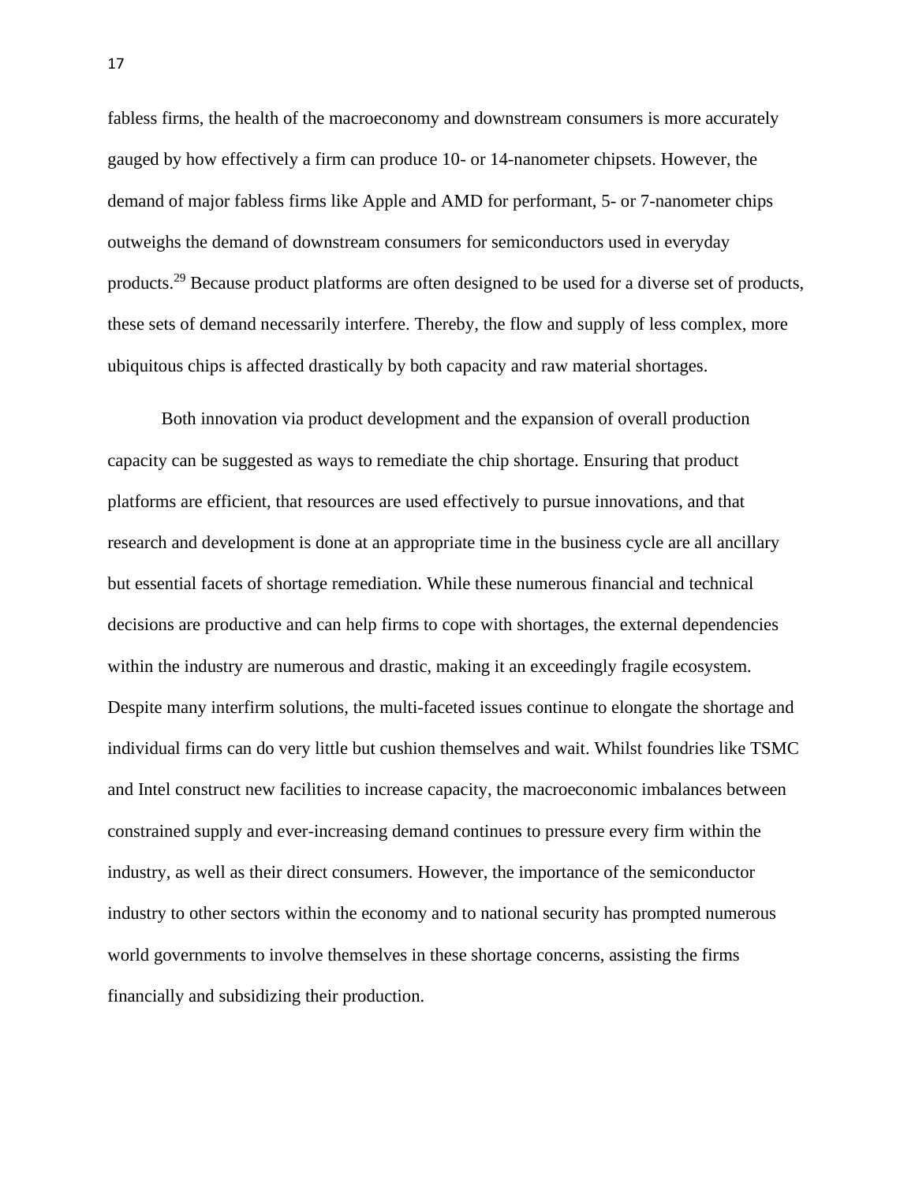fabless firms, the health of the macroeconomy and downstream consumers is more accurately gauged by how effectively a firm can produce 10- or 14-nanometer chipsets. However, the demand of major fabless firms like Apple and AMD for performant, 5- or 7-nanometer chips outweighs the demand of downstream consumers for semiconductors used in everyday products.[29] Because product platforms are often designed to be used for a diverse set of products, these sets of demand necessarily interfere. Thereby, the flow and supply of less complex, more ubiquitous chips is affected drastically by both capacity and raw material shortages.

Both innovation via product development and the expansion of overall production capacity can be suggested as ways to remediate the chip shortage. Ensuring that product platforms are efficient, that resources are used effectively to pursue innovations, and that research and development is done at an appropriate time in the business cycle are all ancillary but essential facets of shortage remediation. While these numerous financial and technical decisions are productive and can help firms to cope with shortages, the external dependencies within the industry are numerous and drastic, making it an exceedingly fragile ecosystem. Despite many interfirm solutions, the multi-faceted issues continue to elongate the shortage and individual firms can do very little but cushion themselves and wait. Whilst foundries like TSMC and Intel construct new facilities to increase capacity, the macroeconomic imbalances between constrained supply and ever-increasing demand continues to pressure every firm within the industry, as well as their direct consumers. However, the importance of the semiconductor industry to other sectors within the economy and to national security has prompted numerous world governments to involve themselves in these shortage concerns, assisting the firms financially and subsidizing their production.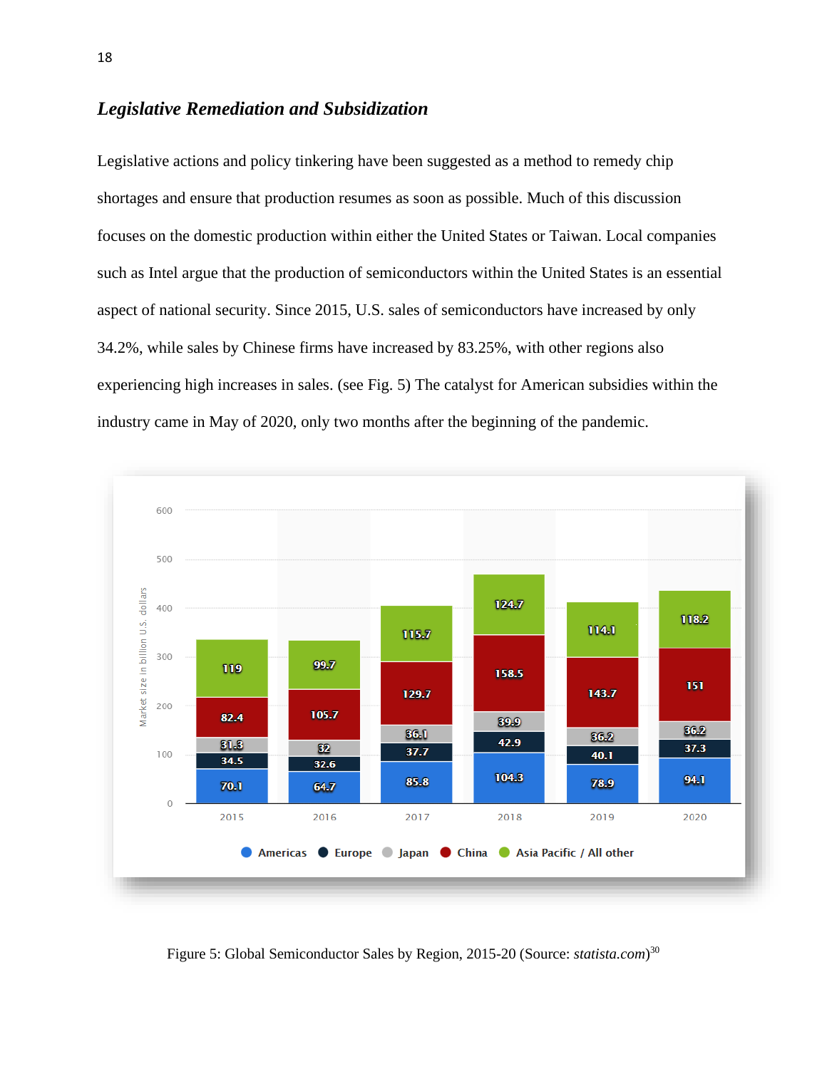### *Legislative Remediation and Subsidization*

Legislative actions and policy tinkering have been suggested as a method to remedy chip shortages and ensure that production resumes as soon as possible. Much of this discussion focuses on the domestic production within either the United States or Taiwan. Local companies such as Intel argue that the production of semiconductors within the United States is an essential aspect of national security. Since 2015, U.S. sales of semiconductors have increased by only 34.2%, while sales by Chinese firms have increased by 83.25%, with other regions also experiencing high increases in sales. (see Fig. 5) The catalyst for American subsidies within the industry came in May of 2020, only two months after the beginning of the pandemic.

| Market size in billion U.S. dollars | 2015 | 2016 | 2017 | 2018 | 2019 | 2020 |
|---|---|---|---|---|---|---|
| Americas | 70.1 | 64.7 | 85.8 | 104.3 | 78.9 | 94.1 |
| Europe | 34.5 | 32.6 | 37.7 | 42.9 | 40.1 | 37.3 |
| Japan | 31.3 | 32 | 36.1 | 39.9 | 36.2 | 36.2 |
| China | 82.4 | 105.7 | 129.7 | 158.5 | 143.7 | 151 |
| Asia Pacific / All other | 119 | 99.7 | 115.7 | 124.7 | 114.1 | 118.2 |

Figure 5: Global Semiconductor Sales by Region, 2015-20 (Source: *statista.com*)[30]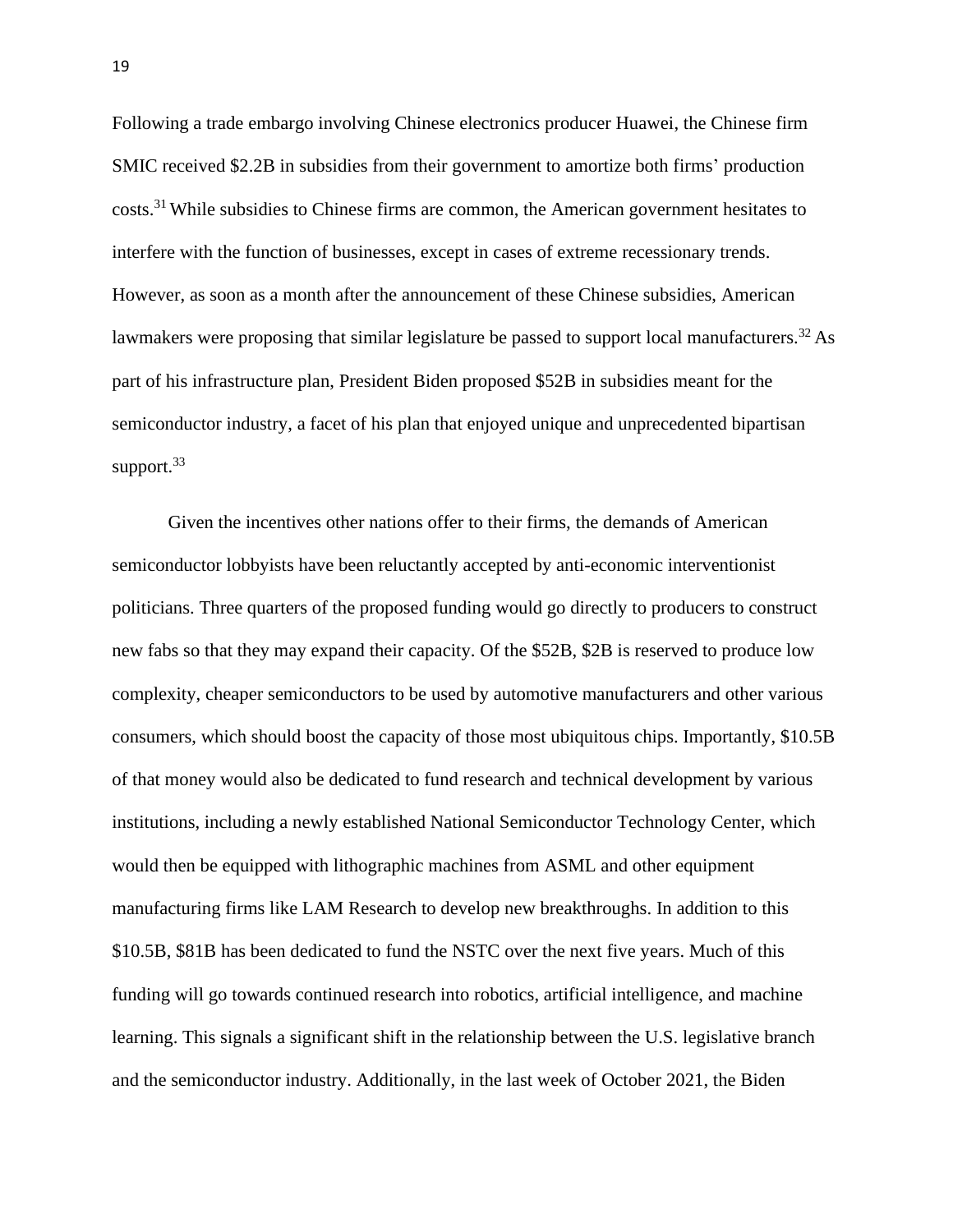Following a trade embargo involving Chinese electronics producer Huawei, the Chinese firm SMIC received $2.2B in subsidies from their government to amortize both firms' production costs.[31] While subsidies to Chinese firms are common, the American government hesitates to interfere with the function of businesses, except in cases of extreme recessionary trends. However, as soon as a month after the announcement of these Chinese subsidies, American lawmakers were proposing that similar legislature be passed to support local manufacturers.[32] As part of his infrastructure plan, President Biden proposed $52B in subsidies meant for the semiconductor industry, a facet of his plan that enjoyed unique and unprecedented bipartisan support.[33]

Given the incentives other nations offer to their firms, the demands of American semiconductor lobbyists have been reluctantly accepted by anti-economic interventionist politicians. Three quarters of the proposed funding would go directly to producers to construct new fabs so that they may expand their capacity. Of the $52B, $2B is reserved to produce low complexity, cheaper semiconductors to be used by automotive manufacturers and other various consumers, which should boost the capacity of those most ubiquitous chips. Importantly, $10.5B of that money would also be dedicated to fund research and technical development by various institutions, including a newly established National Semiconductor Technology Center, which would then be equipped with lithographic machines from ASML and other equipment manufacturing firms like LAM Research to develop new breakthroughs. In addition to this $10.5B, $81B has been dedicated to fund the NSTC over the next five years. Much of this funding will go towards continued research into robotics, artificial intelligence, and machine learning. This signals a significant shift in the relationship between the U.S. legislative branch and the semiconductor industry. Additionally, in the last week of October 2021, the Biden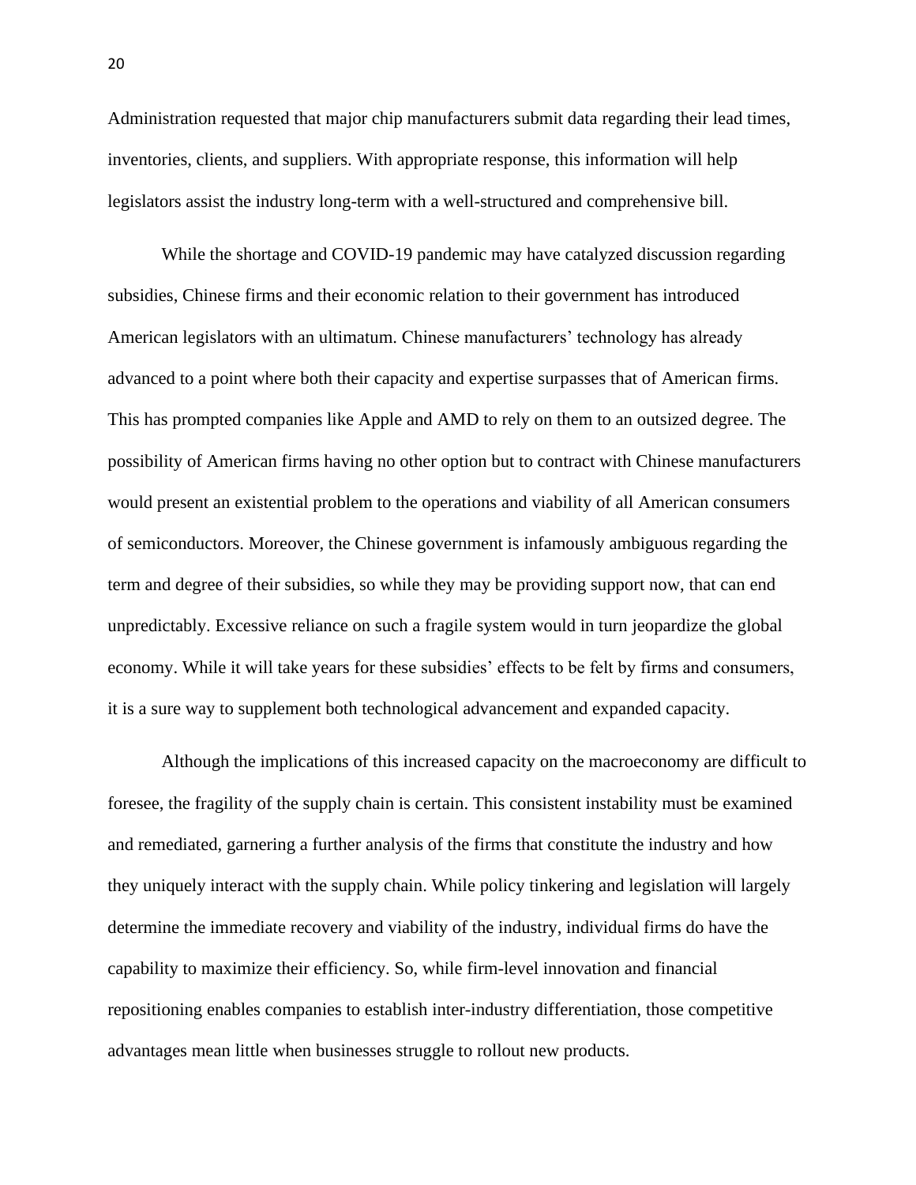Administration requested that major chip manufacturers submit data regarding their lead times, inventories, clients, and suppliers. With appropriate response, this information will help legislators assist the industry long-term with a well-structured and comprehensive bill.

While the shortage and COVID-19 pandemic may have catalyzed discussion regarding subsidies, Chinese firms and their economic relation to their government has introduced American legislators with an ultimatum. Chinese manufacturers' technology has already advanced to a point where both their capacity and expertise surpasses that of American firms. This has prompted companies like Apple and AMD to rely on them to an outsized degree. The possibility of American firms having no other option but to contract with Chinese manufacturers would present an existential problem to the operations and viability of all American consumers of semiconductors. Moreover, the Chinese government is infamously ambiguous regarding the term and degree of their subsidies, so while they may be providing support now, that can end unpredictably. Excessive reliance on such a fragile system would in turn jeopardize the global economy. While it will take years for these subsidies' effects to be felt by firms and consumers, it is a sure way to supplement both technological advancement and expanded capacity.

Although the implications of this increased capacity on the macroeconomy are difficult to foresee, the fragility of the supply chain is certain. This consistent instability must be examined and remediated, garnering a further analysis of the firms that constitute the industry and how they uniquely interact with the supply chain. While policy tinkering and legislation will largely determine the immediate recovery and viability of the industry, individual firms do have the capability to maximize their efficiency. So, while firm-level innovation and financial repositioning enables companies to establish inter-industry differentiation, those competitive advantages mean little when businesses struggle to rollout new products.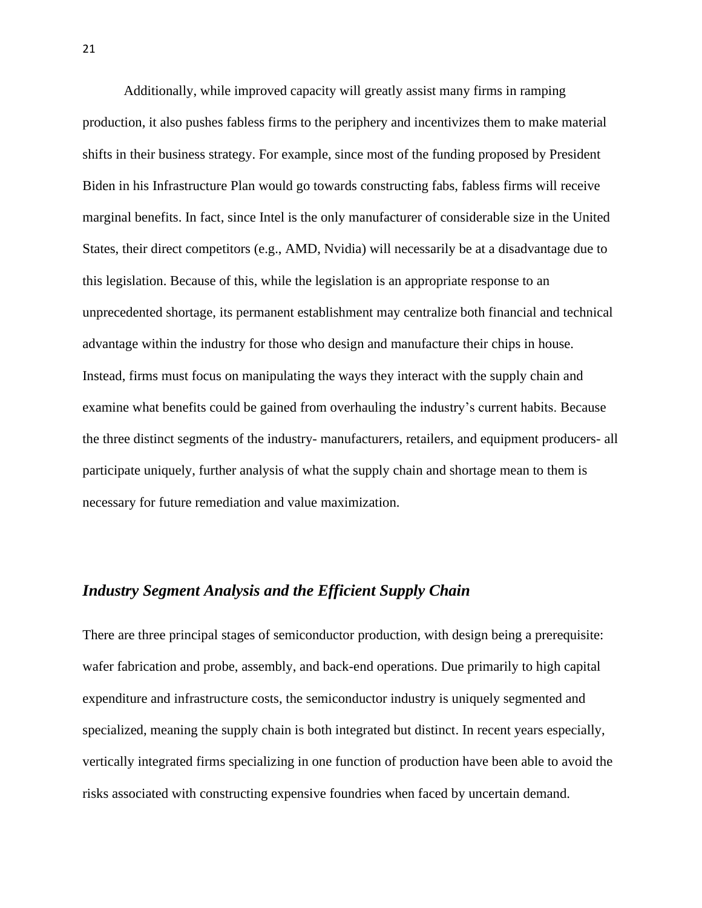Additionally, while improved capacity will greatly assist many firms in ramping production, it also pushes fabless firms to the periphery and incentivizes them to make material shifts in their business strategy. For example, since most of the funding proposed by President Biden in his Infrastructure Plan would go towards constructing fabs, fabless firms will receive marginal benefits. In fact, since Intel is the only manufacturer of considerable size in the United States, their direct competitors (e.g., AMD, Nvidia) will necessarily be at a disadvantage due to this legislation. Because of this, while the legislation is an appropriate response to an unprecedented shortage, its permanent establishment may centralize both financial and technical advantage within the industry for those who design and manufacture their chips in house. Instead, firms must focus on manipulating the ways they interact with the supply chain and examine what benefits could be gained from overhauling the industry's current habits. Because the three distinct segments of the industry- manufacturers, retailers, and equipment producers- all participate uniquely, further analysis of what the supply chain and shortage mean to them is necessary for future remediation and value maximization.

## *Industry Segment Analysis and the Efficient Supply Chain*

There are three principal stages of semiconductor production, with design being a prerequisite: wafer fabrication and probe, assembly, and back-end operations. Due primarily to high capital expenditure and infrastructure costs, the semiconductor industry is uniquely segmented and specialized, meaning the supply chain is both integrated but distinct. In recent years especially, vertically integrated firms specializing in one function of production have been able to avoid the risks associated with constructing expensive foundries when faced by uncertain demand.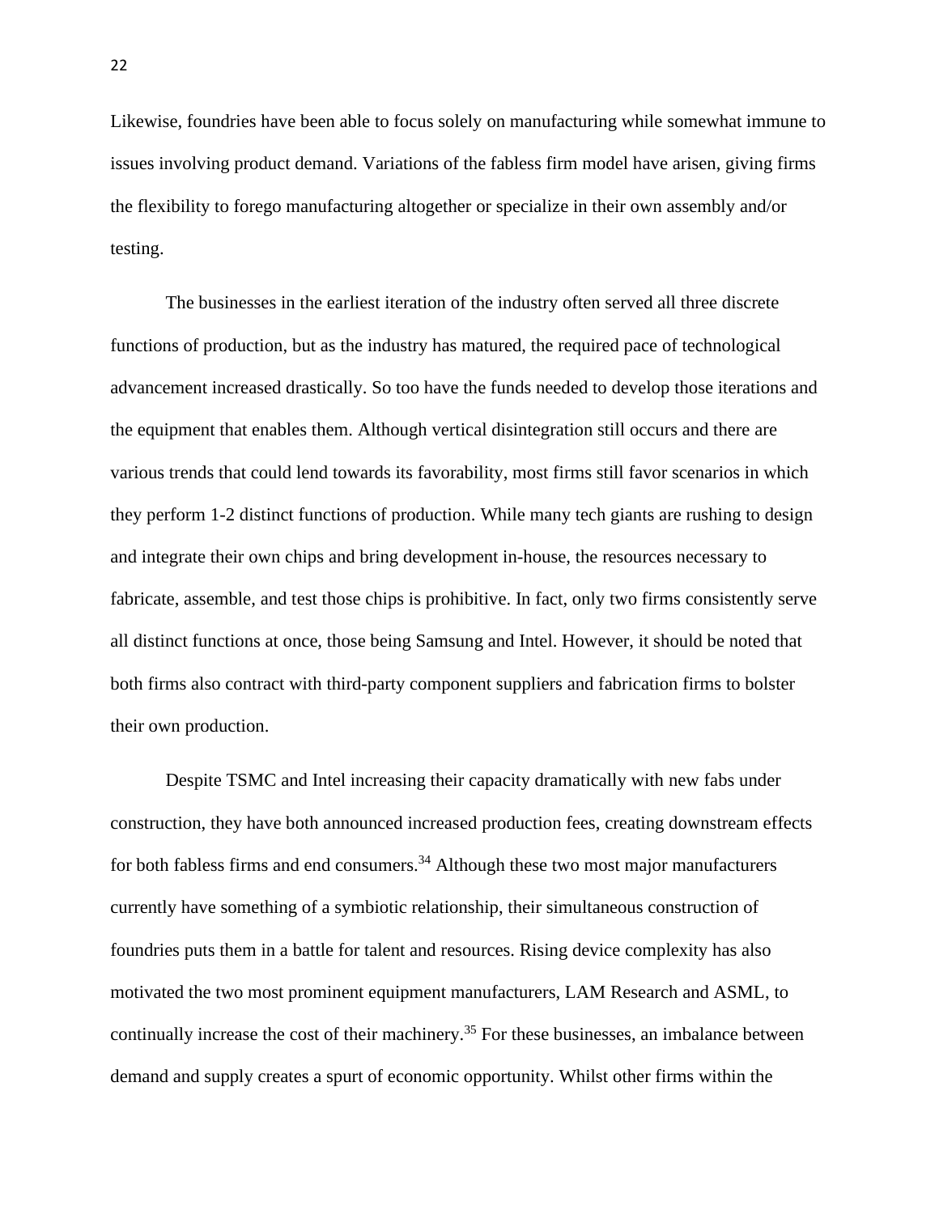Likewise, foundries have been able to focus solely on manufacturing while somewhat immune to issues involving product demand. Variations of the fabless firm model have arisen, giving firms the flexibility to forego manufacturing altogether or specialize in their own assembly and/or testing.

The businesses in the earliest iteration of the industry often served all three discrete functions of production, but as the industry has matured, the required pace of technological advancement increased drastically. So too have the funds needed to develop those iterations and the equipment that enables them. Although vertical disintegration still occurs and there are various trends that could lend towards its favorability, most firms still favor scenarios in which they perform 1-2 distinct functions of production. While many tech giants are rushing to design and integrate their own chips and bring development in-house, the resources necessary to fabricate, assemble, and test those chips is prohibitive. In fact, only two firms consistently serve all distinct functions at once, those being Samsung and Intel. However, it should be noted that both firms also contract with third-party component suppliers and fabrication firms to bolster their own production.

Despite TSMC and Intel increasing their capacity dramatically with new fabs under construction, they have both announced increased production fees, creating downstream effects for both fabless firms and end consumers.[34] Although these two most major manufacturers currently have something of a symbiotic relationship, their simultaneous construction of foundries puts them in a battle for talent and resources. Rising device complexity has also motivated the two most prominent equipment manufacturers, LAM Research and ASML, to continually increase the cost of their machinery.[35] For these businesses, an imbalance between demand and supply creates a spurt of economic opportunity. Whilst other firms within the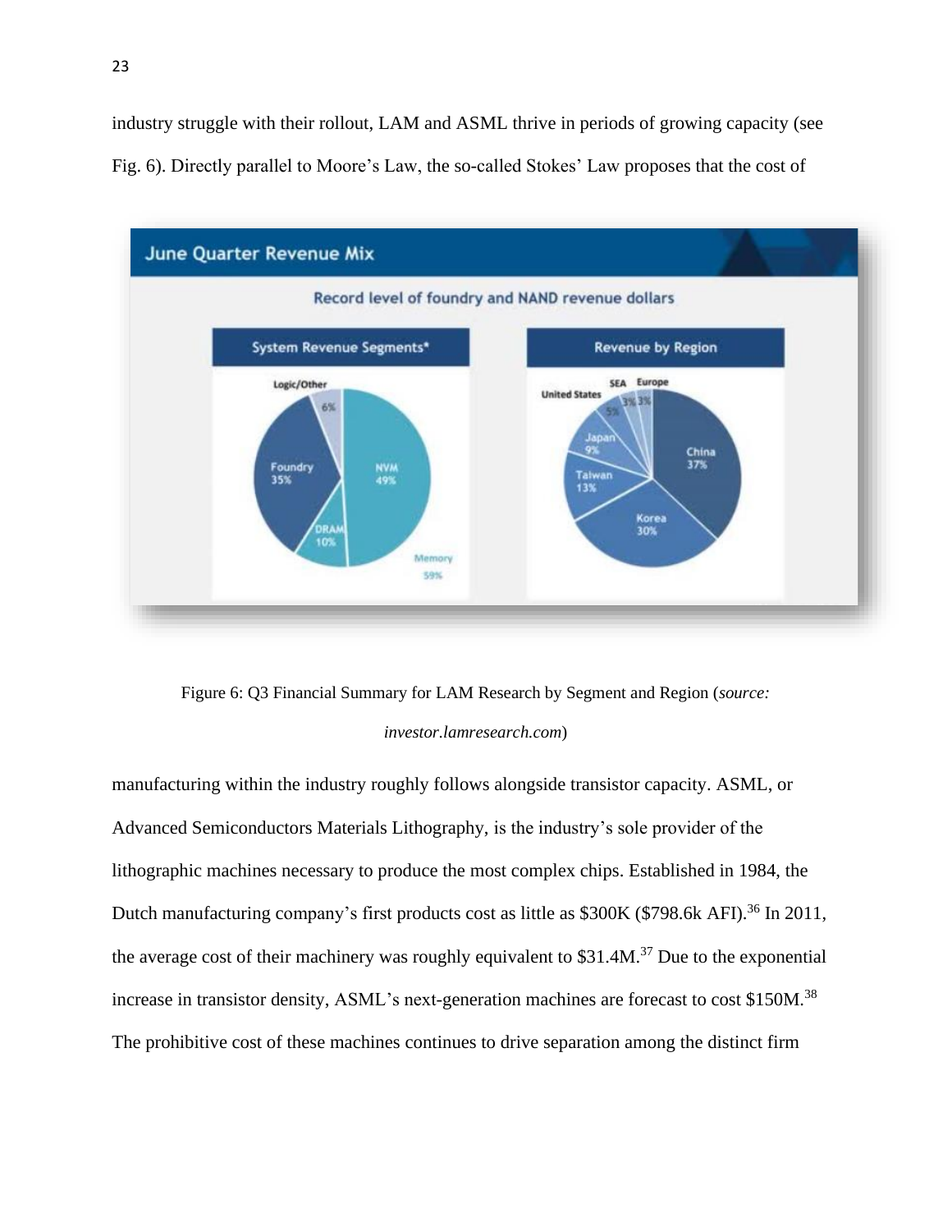industry struggle with their rollout, LAM and ASML thrive in periods of growing capacity (see Fig. 6). Directly parallel to Moore's Law, the so-called Stokes' Law proposes that the cost of

Figure 6: Q3 Financial Summary for LAM Research by Segment and Region (*source: investor.lamresearch.com*)

manufacturing within the industry roughly follows alongside transistor capacity. ASML, or Advanced Semiconductors Materials Lithography, is the industry's sole provider of the lithographic machines necessary to produce the most complex chips. Established in 1984, the Dutch manufacturing company's first products cost as little as $300K ($798.6k AFI).[36] In 2011, the average cost of their machinery was roughly equivalent to $31.4M.[37] Due to the exponential increase in transistor density, ASML's next-generation machines are forecast to cost $150M.[38] The prohibitive cost of these machines continues to drive separation among the distinct firm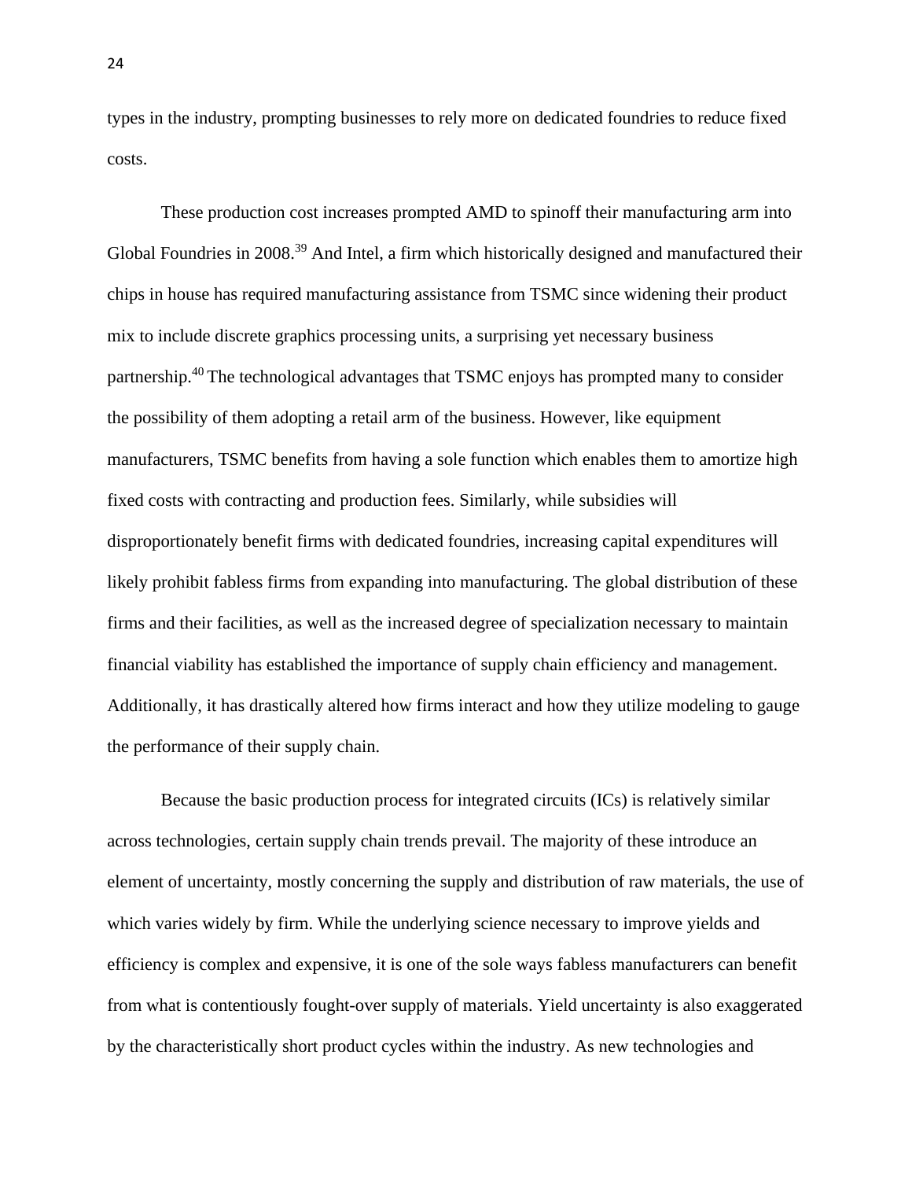types in the industry, prompting businesses to rely more on dedicated foundries to reduce fixed costs.

These production cost increases prompted AMD to spinoff their manufacturing arm into Global Foundries in 2008.[39] And Intel, a firm which historically designed and manufactured their chips in house has required manufacturing assistance from TSMC since widening their product mix to include discrete graphics processing units, a surprising yet necessary business partnership.[40] The technological advantages that TSMC enjoys has prompted many to consider the possibility of them adopting a retail arm of the business. However, like equipment manufacturers, TSMC benefits from having a sole function which enables them to amortize high fixed costs with contracting and production fees. Similarly, while subsidies will disproportionately benefit firms with dedicated foundries, increasing capital expenditures will likely prohibit fabless firms from expanding into manufacturing. The global distribution of these firms and their facilities, as well as the increased degree of specialization necessary to maintain financial viability has established the importance of supply chain efficiency and management. Additionally, it has drastically altered how firms interact and how they utilize modeling to gauge the performance of their supply chain.

Because the basic production process for integrated circuits (ICs) is relatively similar across technologies, certain supply chain trends prevail. The majority of these introduce an element of uncertainty, mostly concerning the supply and distribution of raw materials, the use of which varies widely by firm. While the underlying science necessary to improve yields and efficiency is complex and expensive, it is one of the sole ways fabless manufacturers can benefit from what is contentiously fought-over supply of materials. Yield uncertainty is also exaggerated by the characteristically short product cycles within the industry. As new technologies and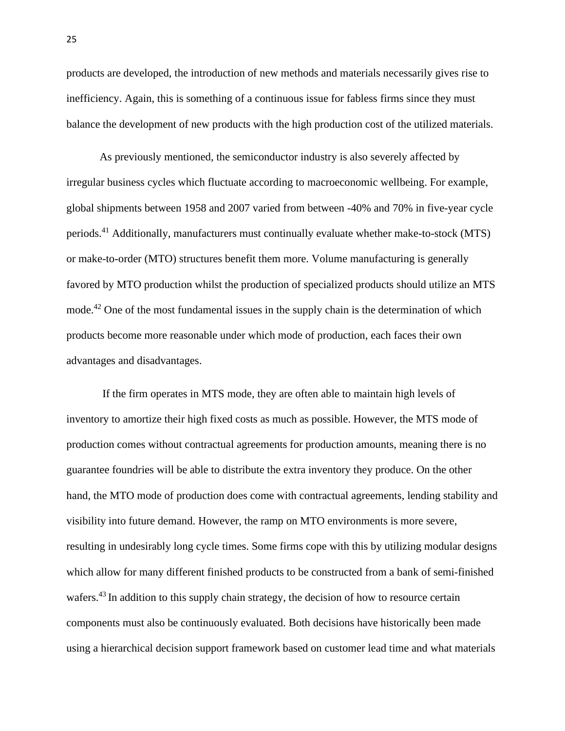products are developed, the introduction of new methods and materials necessarily gives rise to inefficiency. Again, this is something of a continuous issue for fabless firms since they must balance the development of new products with the high production cost of the utilized materials.

As previously mentioned, the semiconductor industry is also severely affected by irregular business cycles which fluctuate according to macroeconomic wellbeing. For example, global shipments between 1958 and 2007 varied from between -40% and 70% in five-year cycle periods.[41] Additionally, manufacturers must continually evaluate whether make-to-stock (MTS) or make-to-order (MTO) structures benefit them more. Volume manufacturing is generally favored by MTO production whilst the production of specialized products should utilize an MTS mode.[42] One of the most fundamental issues in the supply chain is the determination of which products become more reasonable under which mode of production, each faces their own advantages and disadvantages.

If the firm operates in MTS mode, they are often able to maintain high levels of inventory to amortize their high fixed costs as much as possible. However, the MTS mode of production comes without contractual agreements for production amounts, meaning there is no guarantee foundries will be able to distribute the extra inventory they produce. On the other hand, the MTO mode of production does come with contractual agreements, lending stability and visibility into future demand. However, the ramp on MTO environments is more severe, resulting in undesirably long cycle times. Some firms cope with this by utilizing modular designs which allow for many different finished products to be constructed from a bank of semi-finished wafers.[43] In addition to this supply chain strategy, the decision of how to resource certain components must also be continuously evaluated. Both decisions have historically been made using a hierarchical decision support framework based on customer lead time and what materials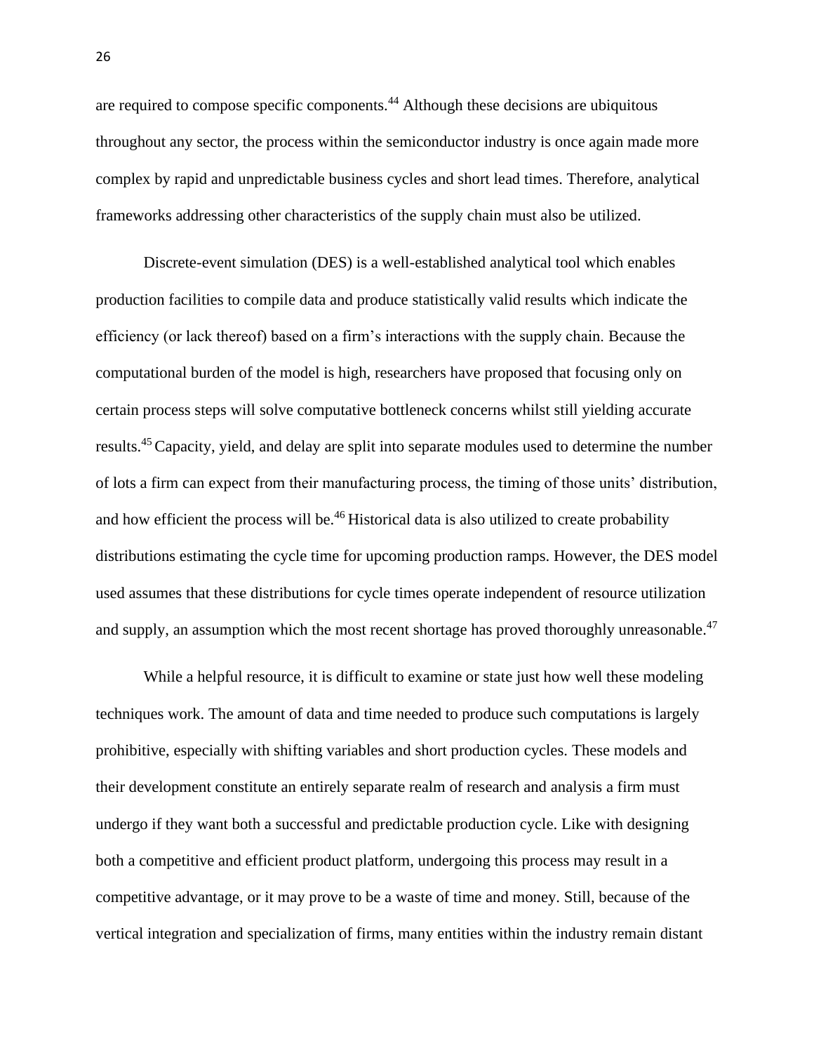are required to compose specific components.[44] Although these decisions are ubiquitous throughout any sector, the process within the semiconductor industry is once again made more complex by rapid and unpredictable business cycles and short lead times. Therefore, analytical frameworks addressing other characteristics of the supply chain must also be utilized.

Discrete-event simulation (DES) is a well-established analytical tool which enables production facilities to compile data and produce statistically valid results which indicate the efficiency (or lack thereof) based on a firm's interactions with the supply chain. Because the computational burden of the model is high, researchers have proposed that focusing only on certain process steps will solve computative bottleneck concerns whilst still yielding accurate results.[45] Capacity, yield, and delay are split into separate modules used to determine the number of lots a firm can expect from their manufacturing process, the timing of those units' distribution, and how efficient the process will be.[46] Historical data is also utilized to create probability distributions estimating the cycle time for upcoming production ramps. However, the DES model used assumes that these distributions for cycle times operate independent of resource utilization and supply, an assumption which the most recent shortage has proved thoroughly unreasonable.[47]

While a helpful resource, it is difficult to examine or state just how well these modeling techniques work. The amount of data and time needed to produce such computations is largely prohibitive, especially with shifting variables and short production cycles. These models and their development constitute an entirely separate realm of research and analysis a firm must undergo if they want both a successful and predictable production cycle. Like with designing both a competitive and efficient product platform, undergoing this process may result in a competitive advantage, or it may prove to be a waste of time and money. Still, because of the vertical integration and specialization of firms, many entities within the industry remain distant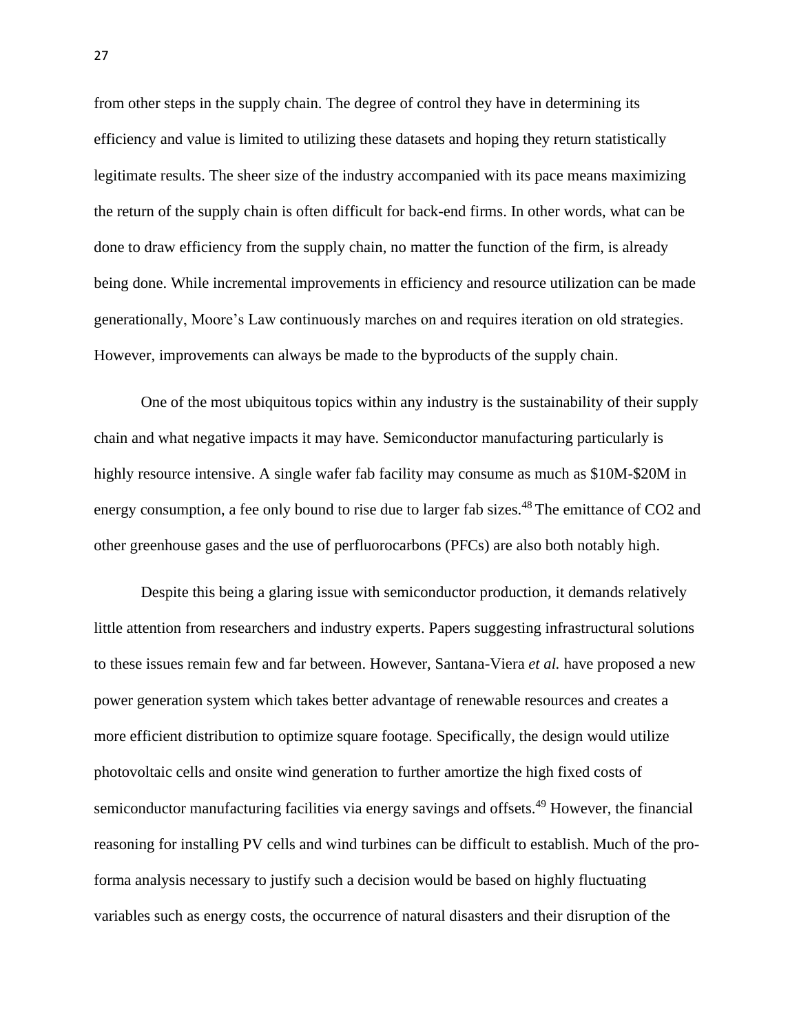from other steps in the supply chain. The degree of control they have in determining its efficiency and value is limited to utilizing these datasets and hoping they return statistically legitimate results. The sheer size of the industry accompanied with its pace means maximizing the return of the supply chain is often difficult for back-end firms. In other words, what can be done to draw efficiency from the supply chain, no matter the function of the firm, is already being done. While incremental improvements in efficiency and resource utilization can be made generationally, Moore's Law continuously marches on and requires iteration on old strategies. However, improvements can always be made to the byproducts of the supply chain.

One of the most ubiquitous topics within any industry is the sustainability of their supply chain and what negative impacts it may have. Semiconductor manufacturing particularly is highly resource intensive. A single wafer fab facility may consume as much as $10M-$20M in energy consumption, a fee only bound to rise due to larger fab sizes.[48] The emittance of CO2 and other greenhouse gases and the use of perfluorocarbons (PFCs) are also both notably high.

Despite this being a glaring issue with semiconductor production, it demands relatively little attention from researchers and industry experts. Papers suggesting infrastructural solutions to these issues remain few and far between. However, Santana-Viera *et al.* have proposed a new power generation system which takes better advantage of renewable resources and creates a more efficient distribution to optimize square footage. Specifically, the design would utilize photovoltaic cells and onsite wind generation to further amortize the high fixed costs of semiconductor manufacturing facilities via energy savings and offsets.[49] However, the financial reasoning for installing PV cells and wind turbines can be difficult to establish. Much of the pro-forma analysis necessary to justify such a decision would be based on highly fluctuating variables such as energy costs, the occurrence of natural disasters and their disruption of the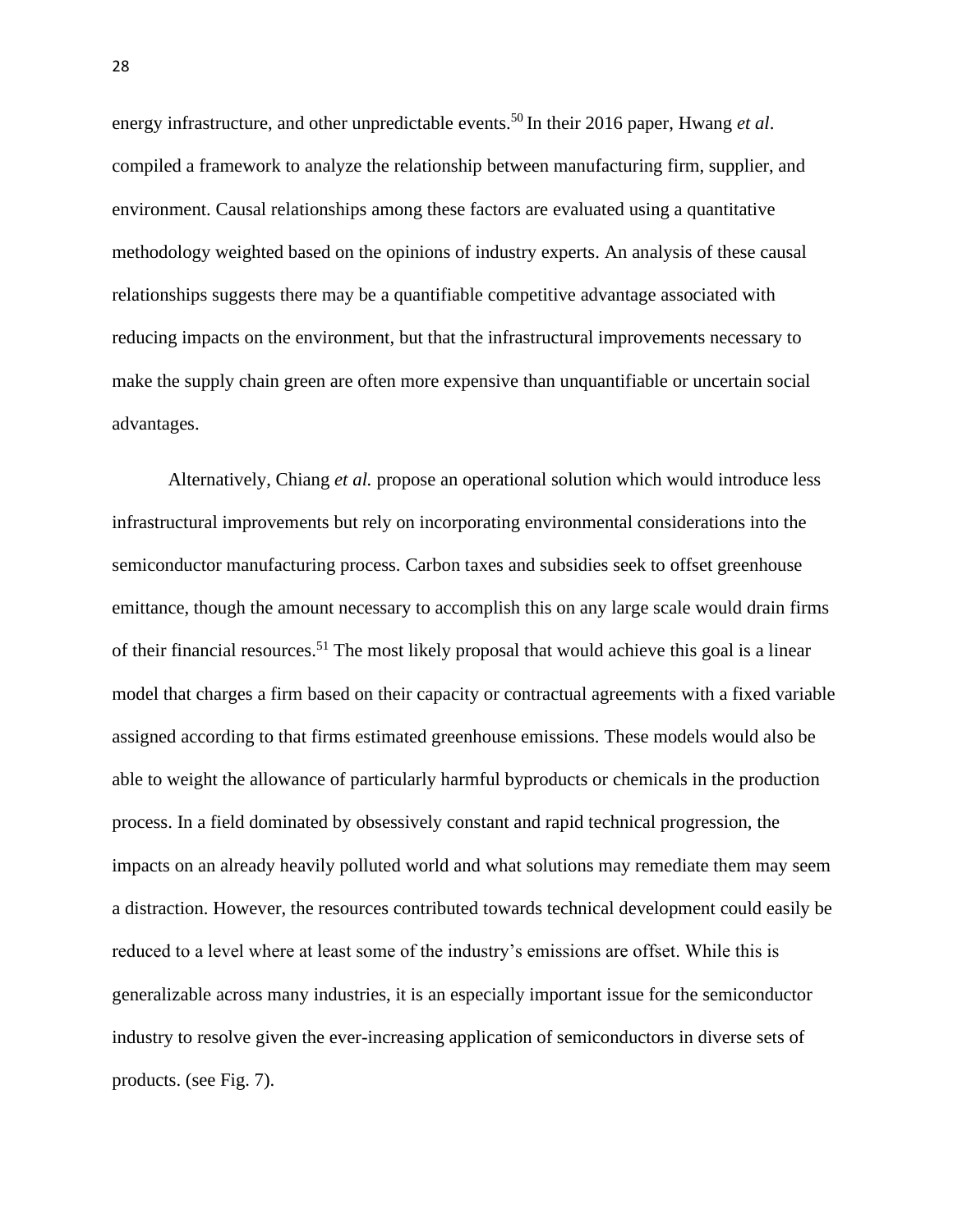energy infrastructure, and other unpredictable events.[50] In their 2016 paper, Hwang *et al*. compiled a framework to analyze the relationship between manufacturing firm, supplier, and environment. Causal relationships among these factors are evaluated using a quantitative methodology weighted based on the opinions of industry experts. An analysis of these causal relationships suggests there may be a quantifiable competitive advantage associated with reducing impacts on the environment, but that the infrastructural improvements necessary to make the supply chain green are often more expensive than unquantifiable or uncertain social advantages.

Alternatively, Chiang *et al.* propose an operational solution which would introduce less infrastructural improvements but rely on incorporating environmental considerations into the semiconductor manufacturing process. Carbon taxes and subsidies seek to offset greenhouse emittance, though the amount necessary to accomplish this on any large scale would drain firms of their financial resources.[51] The most likely proposal that would achieve this goal is a linear model that charges a firm based on their capacity or contractual agreements with a fixed variable assigned according to that firms estimated greenhouse emissions. These models would also be able to weight the allowance of particularly harmful byproducts or chemicals in the production process. In a field dominated by obsessively constant and rapid technical progression, the impacts on an already heavily polluted world and what solutions may remediate them may seem a distraction. However, the resources contributed towards technical development could easily be reduced to a level where at least some of the industry's emissions are offset. While this is generalizable across many industries, it is an especially important issue for the semiconductor industry to resolve given the ever-increasing application of semiconductors in diverse sets of products. (see Fig. 7).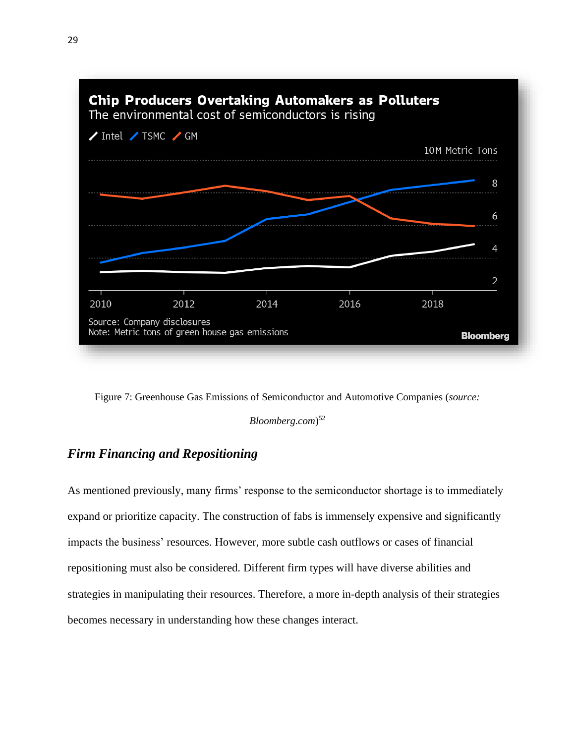Figure 7: Greenhouse Gas Emissions of Semiconductor and Automotive Companies (*source: Bloomberg.com*)[52]

## *Firm Financing and Repositioning*

As mentioned previously, many firms' response to the semiconductor shortage is to immediately expand or prioritize capacity. The construction of fabs is immensely expensive and significantly impacts the business' resources. However, more subtle cash outflows or cases of financial repositioning must also be considered. Different firm types will have diverse abilities and strategies in manipulating their resources. Therefore, a more in-depth analysis of their strategies becomes necessary in understanding how these changes interact.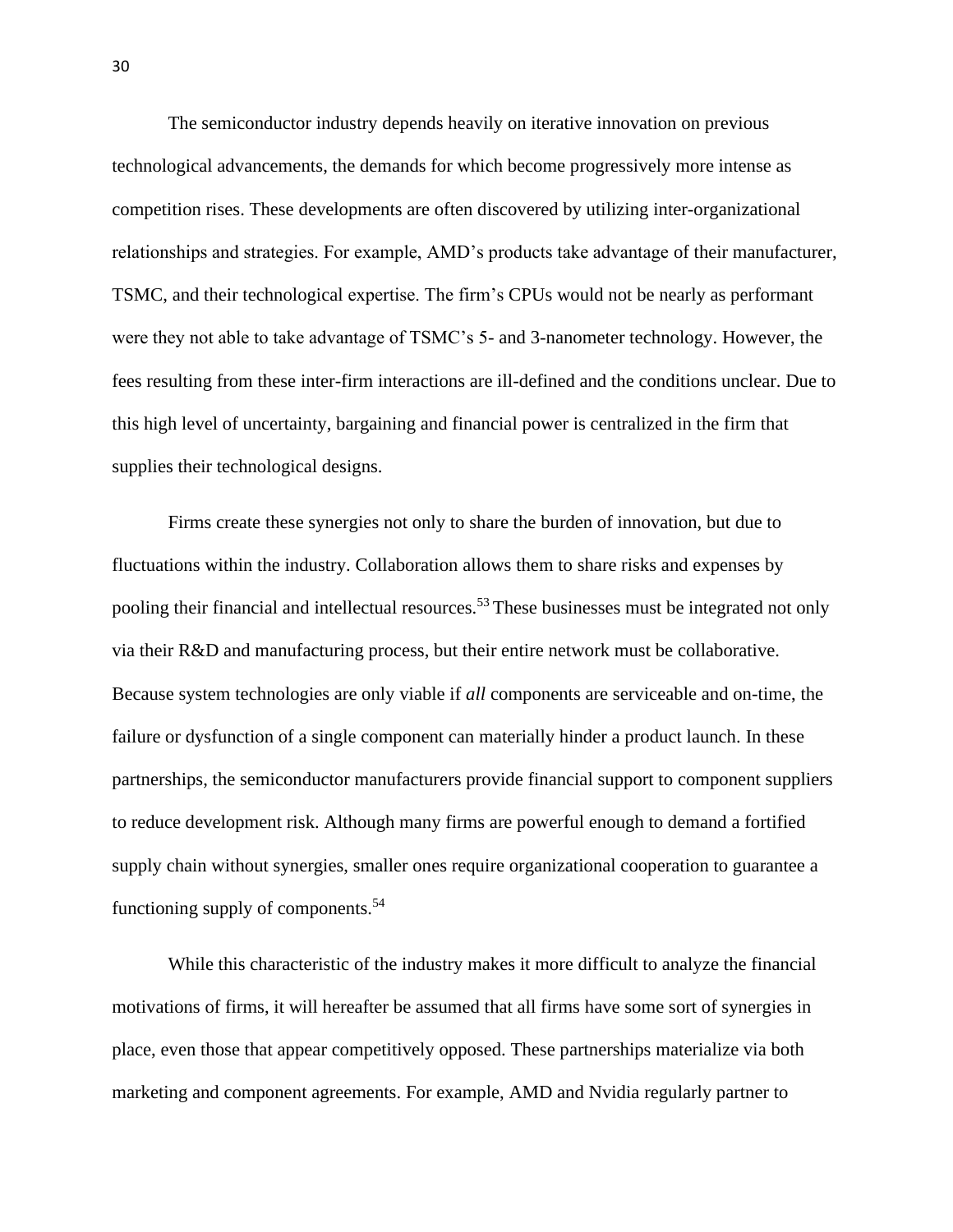The semiconductor industry depends heavily on iterative innovation on previous technological advancements, the demands for which become progressively more intense as competition rises. These developments are often discovered by utilizing inter-organizational relationships and strategies. For example, AMD’s products take advantage of their manufacturer, TSMC, and their technological expertise. The firm’s CPUs would not be nearly as performant were they not able to take advantage of TSMC’s 5- and 3-nanometer technology. However, the fees resulting from these inter-firm interactions are ill-defined and the conditions unclear. Due to this high level of uncertainty, bargaining and financial power is centralized in the firm that supplies their technological designs.

Firms create these synergies not only to share the burden of innovation, but due to fluctuations within the industry. Collaboration allows them to share risks and expenses by pooling their financial and intellectual resources.[53] These businesses must be integrated not only via their R&D and manufacturing process, but their entire network must be collaborative. Because system technologies are only viable if *all* components are serviceable and on-time, the failure or dysfunction of a single component can materially hinder a product launch. In these partnerships, the semiconductor manufacturers provide financial support to component suppliers to reduce development risk. Although many firms are powerful enough to demand a fortified supply chain without synergies, smaller ones require organizational cooperation to guarantee a functioning supply of components.[54]

While this characteristic of the industry makes it more difficult to analyze the financial motivations of firms, it will hereafter be assumed that all firms have some sort of synergies in place, even those that appear competitively opposed. These partnerships materialize via both marketing and component agreements. For example, AMD and Nvidia regularly partner to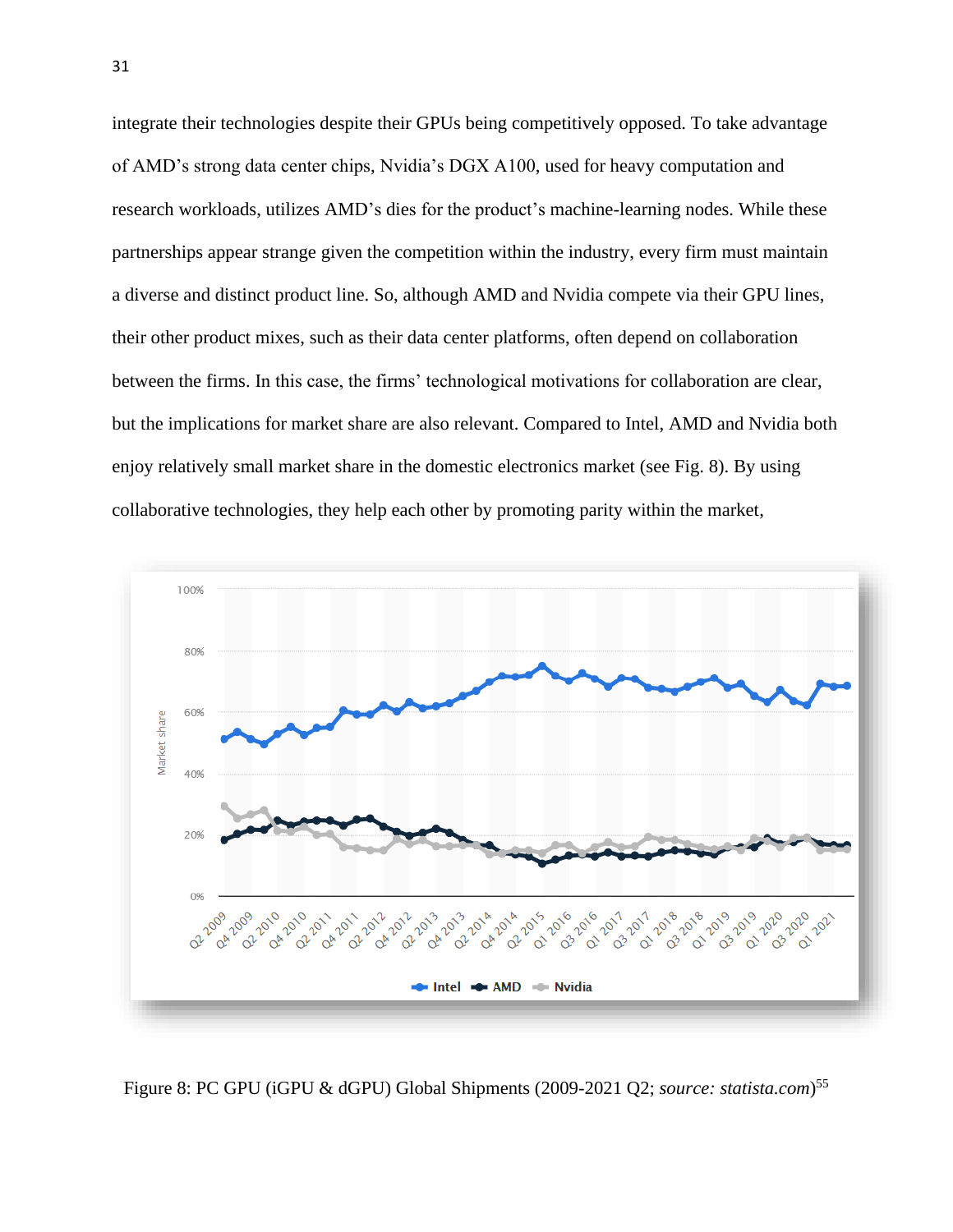integrate their technologies despite their GPUs being competitively opposed. To take advantage of AMD's strong data center chips, Nvidia's DGX A100, used for heavy computation and research workloads, utilizes AMD's dies for the product's machine-learning nodes. While these partnerships appear strange given the competition within the industry, every firm must maintain a diverse and distinct product line. So, although AMD and Nvidia compete via their GPU lines, their other product mixes, such as their data center platforms, often depend on collaboration between the firms. In this case, the firms' technological motivations for collaboration are clear, but the implications for market share are also relevant. Compared to Intel, AMD and Nvidia both enjoy relatively small market share in the domestic electronics market (see Fig. 8). By using collaborative technologies, they help each other by promoting parity within the market,

Figure 8: PC GPU (iGPU & dGPU) Global Shipments (2009-2021 Q2; *source: statista.com*)[55]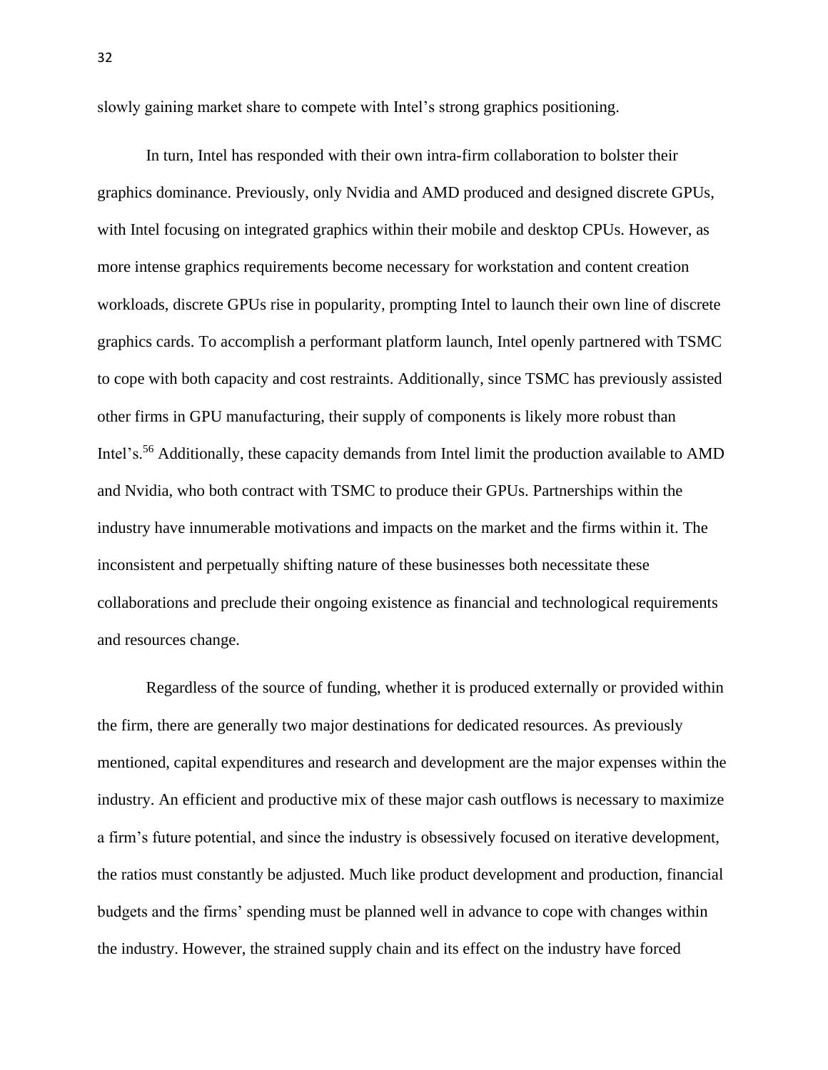slowly gaining market share to compete with Intel's strong graphics positioning.

In turn, Intel has responded with their own intra-firm collaboration to bolster their graphics dominance. Previously, only Nvidia and AMD produced and designed discrete GPUs, with Intel focusing on integrated graphics within their mobile and desktop CPUs. However, as more intense graphics requirements become necessary for workstation and content creation workloads, discrete GPUs rise in popularity, prompting Intel to launch their own line of discrete graphics cards. To accomplish a performant platform launch, Intel openly partnered with TSMC to cope with both capacity and cost restraints. Additionally, since TSMC has previously assisted other firms in GPU manufacturing, their supply of components is likely more robust than Intel's.[56] Additionally, these capacity demands from Intel limit the production available to AMD and Nvidia, who both contract with TSMC to produce their GPUs. Partnerships within the industry have innumerable motivations and impacts on the market and the firms within it. The inconsistent and perpetually shifting nature of these businesses both necessitate these collaborations and preclude their ongoing existence as financial and technological requirements and resources change.

Regardless of the source of funding, whether it is produced externally or provided within the firm, there are generally two major destinations for dedicated resources. As previously mentioned, capital expenditures and research and development are the major expenses within the industry. An efficient and productive mix of these major cash outflows is necessary to maximize a firm's future potential, and since the industry is obsessively focused on iterative development, the ratios must constantly be adjusted. Much like product development and production, financial budgets and the firms' spending must be planned well in advance to cope with changes within the industry. However, the strained supply chain and its effect on the industry have forced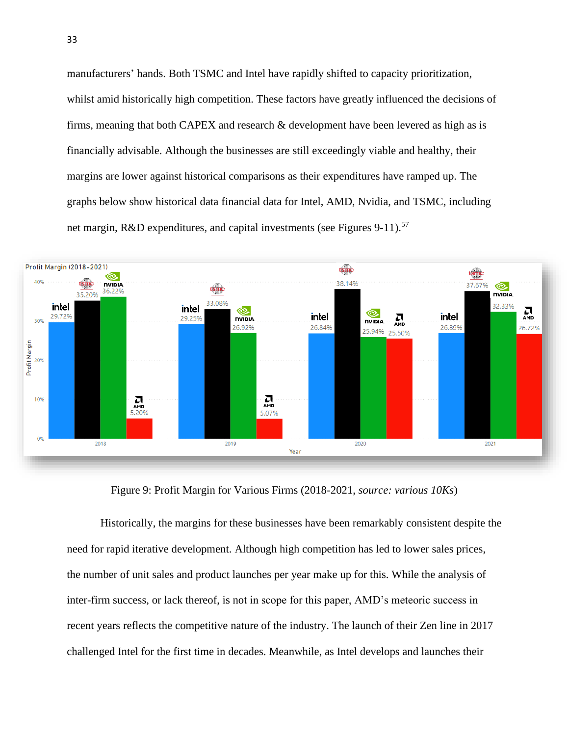manufacturers' hands. Both TSMC and Intel have rapidly shifted to capacity prioritization, whilst amid historically high competition. These factors have greatly influenced the decisions of firms, meaning that both CAPEX and research & development have been levered as high as is financially advisable. Although the businesses are still exceedingly viable and healthy, their margins are lower against historical comparisons as their expenditures have ramped up. The graphs below show historical data financial data for Intel, AMD, Nvidia, and TSMC, including net margin, R&D expenditures, and capital investments (see Figures 9-11).[57]

Figure 9: Profit Margin for Various Firms (2018-2021, *source: various 10Ks*)

Historically, the margins for these businesses have been remarkably consistent despite the need for rapid iterative development. Although high competition has led to lower sales prices, the number of unit sales and product launches per year make up for this. While the analysis of inter-firm success, or lack thereof, is not in scope for this paper, AMD's meteoric success in recent years reflects the competitive nature of the industry. The launch of their Zen line in 2017 challenged Intel for the first time in decades. Meanwhile, as Intel develops and launches their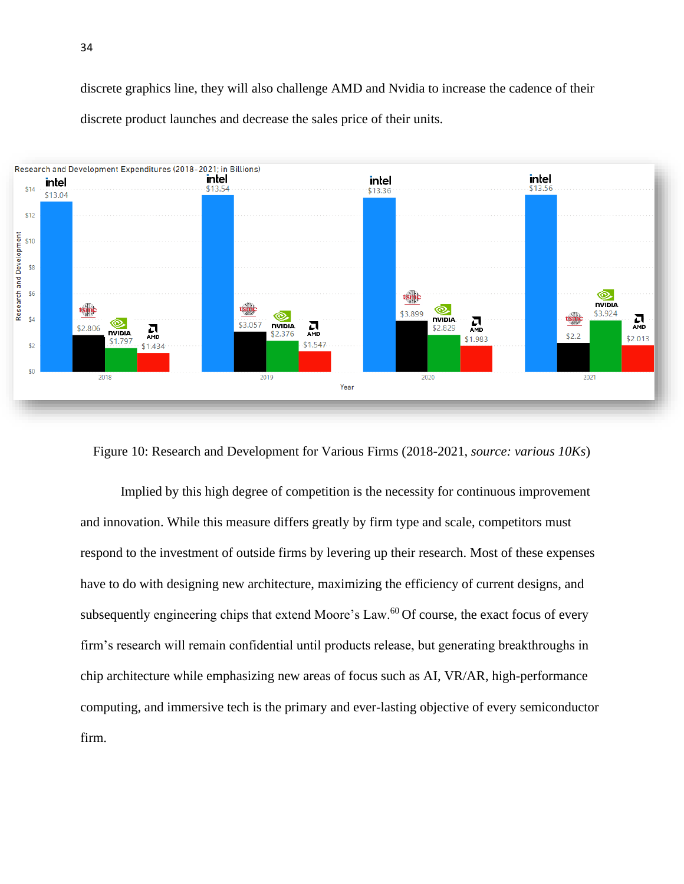discrete graphics line, they will also challenge AMD and Nvidia to increase the cadence of their discrete product launches and decrease the sales price of their units.

Figure 10: Research and Development for Various Firms (2018-2021, *source: various 10Ks*)

Implied by this high degree of competition is the necessity for continuous improvement and innovation. While this measure differs greatly by firm type and scale, competitors must respond to the investment of outside firms by levering up their research. Most of these expenses have to do with designing new architecture, maximizing the efficiency of current designs, and subsequently engineering chips that extend Moore's Law.[60] Of course, the exact focus of every firm's research will remain confidential until products release, but generating breakthroughs in chip architecture while emphasizing new areas of focus such as AI, VR/AR, high-performance computing, and immersive tech is the primary and ever-lasting objective of every semiconductor firm.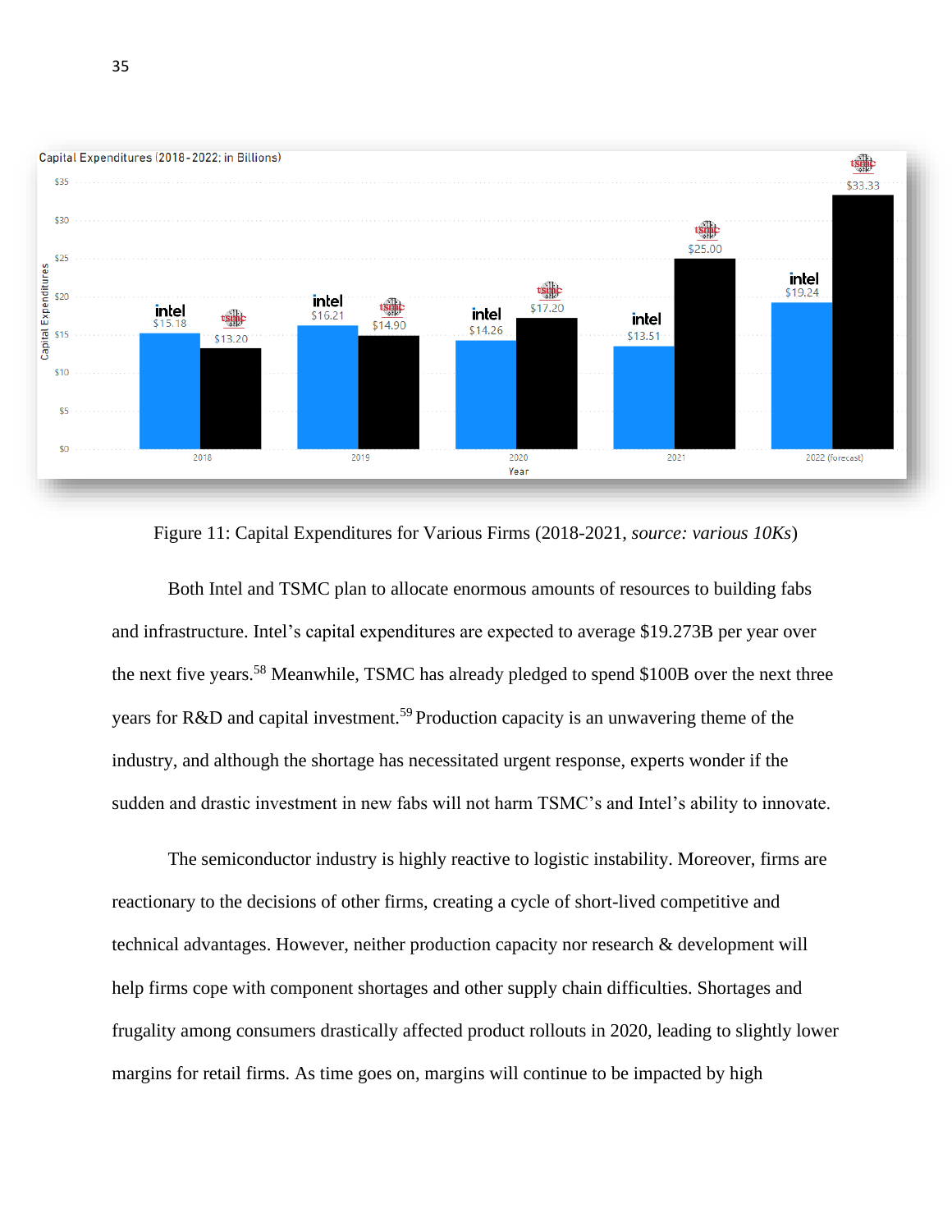Figure 11: Capital Expenditures for Various Firms (2018-2021, *source: various 10Ks*)

Both Intel and TSMC plan to allocate enormous amounts of resources to building fabs and infrastructure. Intel's capital expenditures are expected to average $19.273B per year over the next five years.[58] Meanwhile, TSMC has already pledged to spend $100B over the next three years for R&D and capital investment.[59] Production capacity is an unwavering theme of the industry, and although the shortage has necessitated urgent response, experts wonder if the sudden and drastic investment in new fabs will not harm TSMC's and Intel's ability to innovate.

The semiconductor industry is highly reactive to logistic instability. Moreover, firms are reactionary to the decisions of other firms, creating a cycle of short-lived competitive and technical advantages. However, neither production capacity nor research & development will help firms cope with component shortages and other supply chain difficulties. Shortages and frugality among consumers drastically affected product rollouts in 2020, leading to slightly lower margins for retail firms. As time goes on, margins will continue to be impacted by high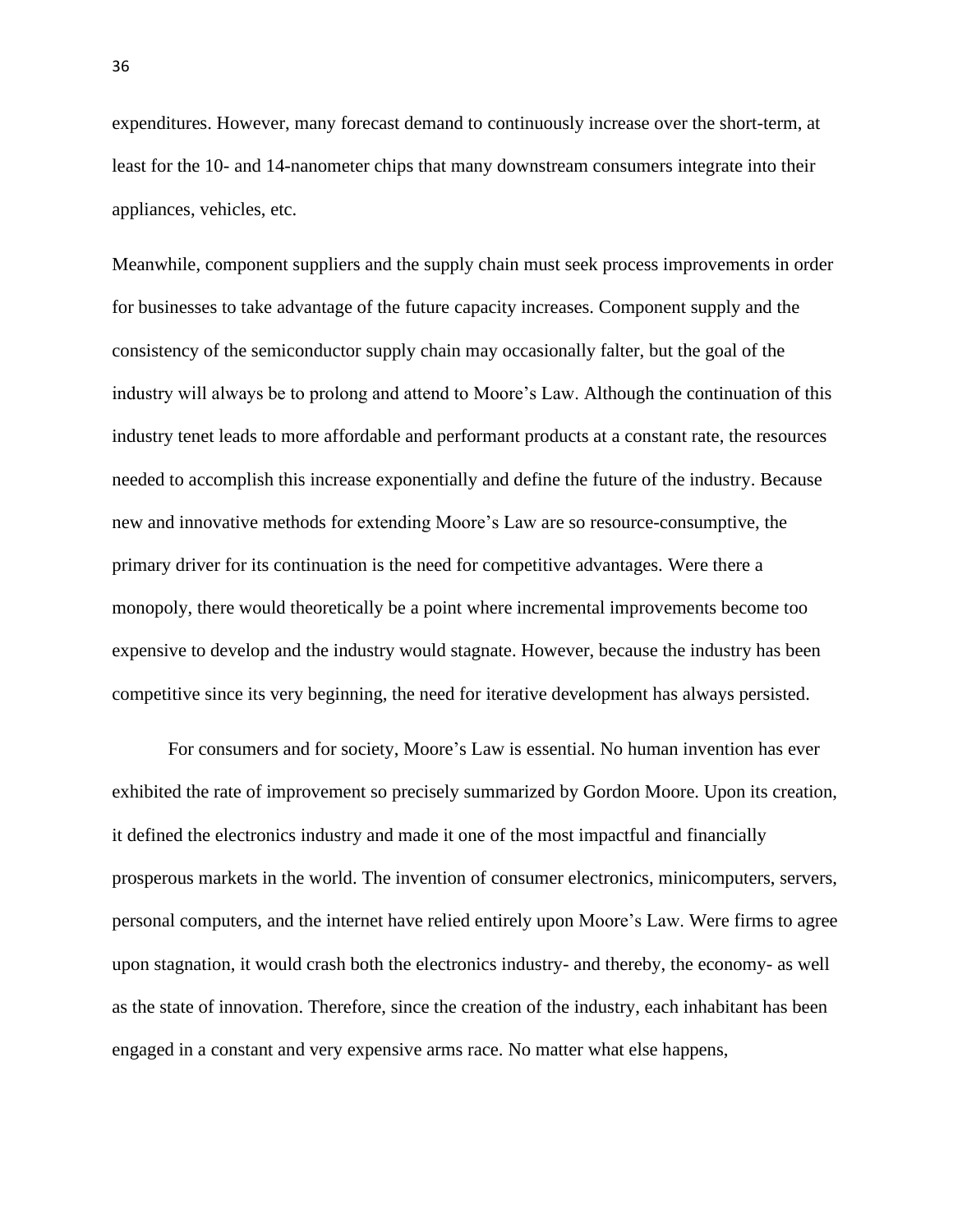expenditures. However, many forecast demand to continuously increase over the short-term, at least for the 10- and 14-nanometer chips that many downstream consumers integrate into their appliances, vehicles, etc.

Meanwhile, component suppliers and the supply chain must seek process improvements in order for businesses to take advantage of the future capacity increases. Component supply and the consistency of the semiconductor supply chain may occasionally falter, but the goal of the industry will always be to prolong and attend to Moore's Law. Although the continuation of this industry tenet leads to more affordable and performant products at a constant rate, the resources needed to accomplish this increase exponentially and define the future of the industry. Because new and innovative methods for extending Moore's Law are so resource-consumptive, the primary driver for its continuation is the need for competitive advantages. Were there a monopoly, there would theoretically be a point where incremental improvements become too expensive to develop and the industry would stagnate. However, because the industry has been competitive since its very beginning, the need for iterative development has always persisted.

For consumers and for society, Moore's Law is essential. No human invention has ever exhibited the rate of improvement so precisely summarized by Gordon Moore. Upon its creation, it defined the electronics industry and made it one of the most impactful and financially prosperous markets in the world. The invention of consumer electronics, minicomputers, servers, personal computers, and the internet have relied entirely upon Moore's Law. Were firms to agree upon stagnation, it would crash both the electronics industry- and thereby, the economy- as well as the state of innovation. Therefore, since the creation of the industry, each inhabitant has been engaged in a constant and very expensive arms race. No matter what else happens,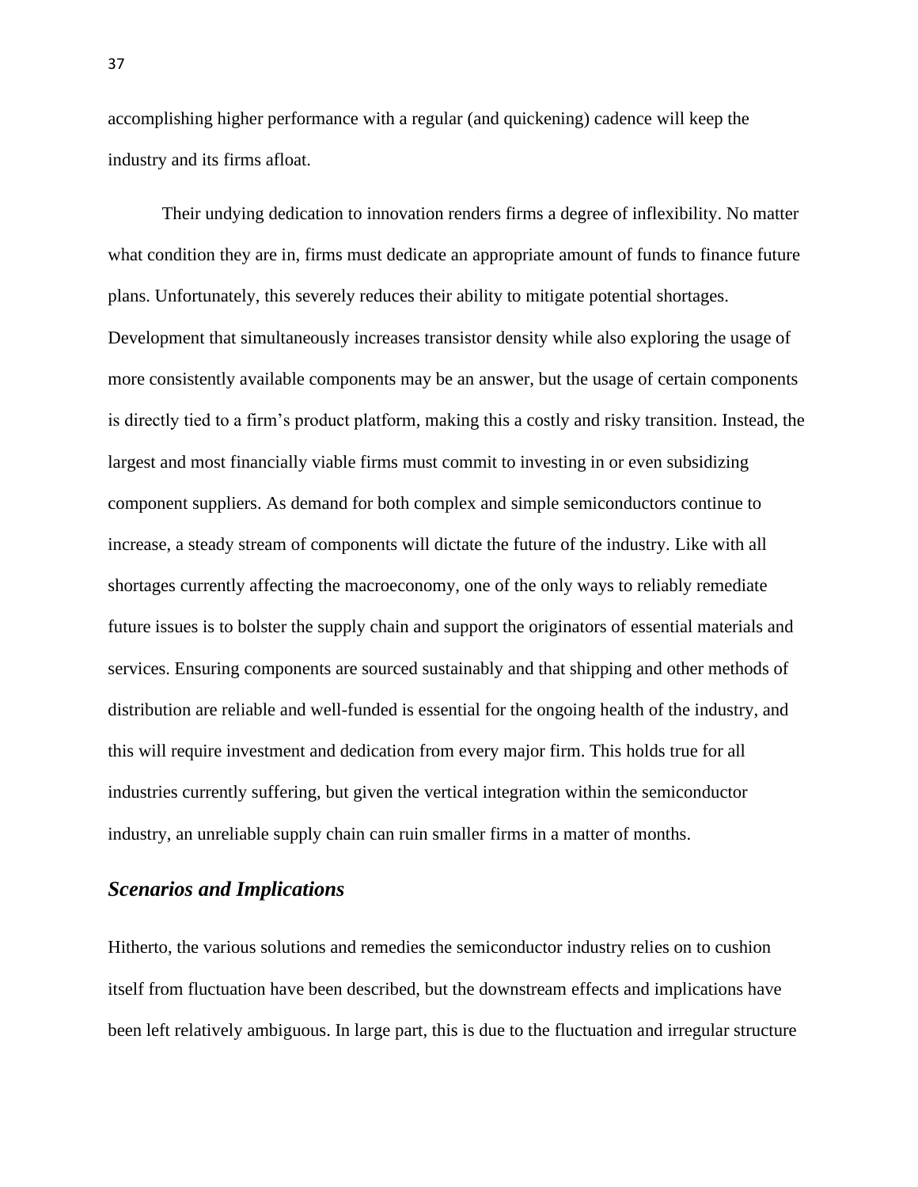accomplishing higher performance with a regular (and quickening) cadence will keep the industry and its firms afloat.

Their undying dedication to innovation renders firms a degree of inflexibility. No matter what condition they are in, firms must dedicate an appropriate amount of funds to finance future plans. Unfortunately, this severely reduces their ability to mitigate potential shortages. Development that simultaneously increases transistor density while also exploring the usage of more consistently available components may be an answer, but the usage of certain components is directly tied to a firm's product platform, making this a costly and risky transition. Instead, the largest and most financially viable firms must commit to investing in or even subsidizing component suppliers. As demand for both complex and simple semiconductors continue to increase, a steady stream of components will dictate the future of the industry. Like with all shortages currently affecting the macroeconomy, one of the only ways to reliably remediate future issues is to bolster the supply chain and support the originators of essential materials and services. Ensuring components are sourced sustainably and that shipping and other methods of distribution are reliable and well-funded is essential for the ongoing health of the industry, and this will require investment and dedication from every major firm. This holds true for all industries currently suffering, but given the vertical integration within the semiconductor industry, an unreliable supply chain can ruin smaller firms in a matter of months.

## *Scenarios and Implications*

Hitherto, the various solutions and remedies the semiconductor industry relies on to cushion itself from fluctuation have been described, but the downstream effects and implications have been left relatively ambiguous. In large part, this is due to the fluctuation and irregular structure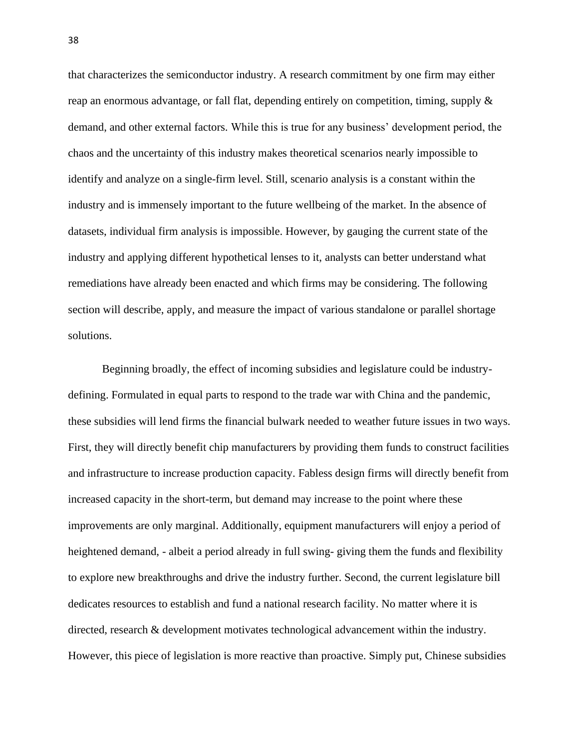that characterizes the semiconductor industry. A research commitment by one firm may either reap an enormous advantage, or fall flat, depending entirely on competition, timing, supply & demand, and other external factors. While this is true for any business' development period, the chaos and the uncertainty of this industry makes theoretical scenarios nearly impossible to identify and analyze on a single-firm level. Still, scenario analysis is a constant within the industry and is immensely important to the future wellbeing of the market. In the absence of datasets, individual firm analysis is impossible. However, by gauging the current state of the industry and applying different hypothetical lenses to it, analysts can better understand what remediations have already been enacted and which firms may be considering. The following section will describe, apply, and measure the impact of various standalone or parallel shortage solutions.

Beginning broadly, the effect of incoming subsidies and legislature could be industry-defining. Formulated in equal parts to respond to the trade war with China and the pandemic, these subsidies will lend firms the financial bulwark needed to weather future issues in two ways. First, they will directly benefit chip manufacturers by providing them funds to construct facilities and infrastructure to increase production capacity. Fabless design firms will directly benefit from increased capacity in the short-term, but demand may increase to the point where these improvements are only marginal. Additionally, equipment manufacturers will enjoy a period of heightened demand, - albeit a period already in full swing- giving them the funds and flexibility to explore new breakthroughs and drive the industry further. Second, the current legislature bill dedicates resources to establish and fund a national research facility. No matter where it is directed, research & development motivates technological advancement within the industry. However, this piece of legislation is more reactive than proactive. Simply put, Chinese subsidies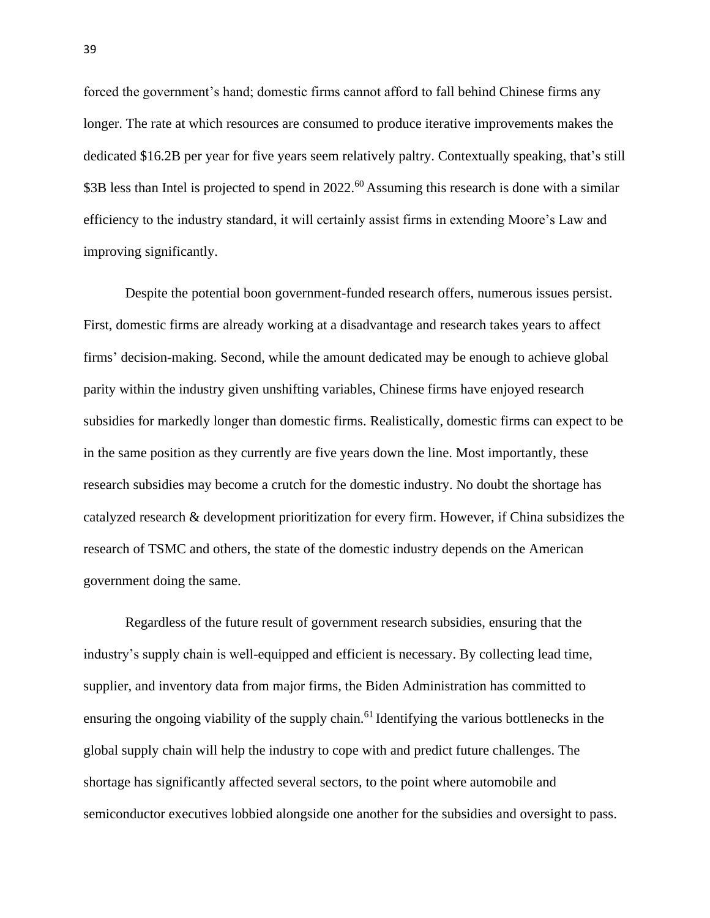forced the government's hand; domestic firms cannot afford to fall behind Chinese firms any longer. The rate at which resources are consumed to produce iterative improvements makes the dedicated $16.2B per year for five years seem relatively paltry. Contextually speaking, that's still $3B less than Intel is projected to spend in 2022.[60] Assuming this research is done with a similar efficiency to the industry standard, it will certainly assist firms in extending Moore's Law and improving significantly.

Despite the potential boon government-funded research offers, numerous issues persist. First, domestic firms are already working at a disadvantage and research takes years to affect firms' decision-making. Second, while the amount dedicated may be enough to achieve global parity within the industry given unshifting variables, Chinese firms have enjoyed research subsidies for markedly longer than domestic firms. Realistically, domestic firms can expect to be in the same position as they currently are five years down the line. Most importantly, these research subsidies may become a crutch for the domestic industry. No doubt the shortage has catalyzed research & development prioritization for every firm. However, if China subsidizes the research of TSMC and others, the state of the domestic industry depends on the American government doing the same.

Regardless of the future result of government research subsidies, ensuring that the industry's supply chain is well-equipped and efficient is necessary. By collecting lead time, supplier, and inventory data from major firms, the Biden Administration has committed to ensuring the ongoing viability of the supply chain.[61] Identifying the various bottlenecks in the global supply chain will help the industry to cope with and predict future challenges. The shortage has significantly affected several sectors, to the point where automobile and semiconductor executives lobbied alongside one another for the subsidies and oversight to pass.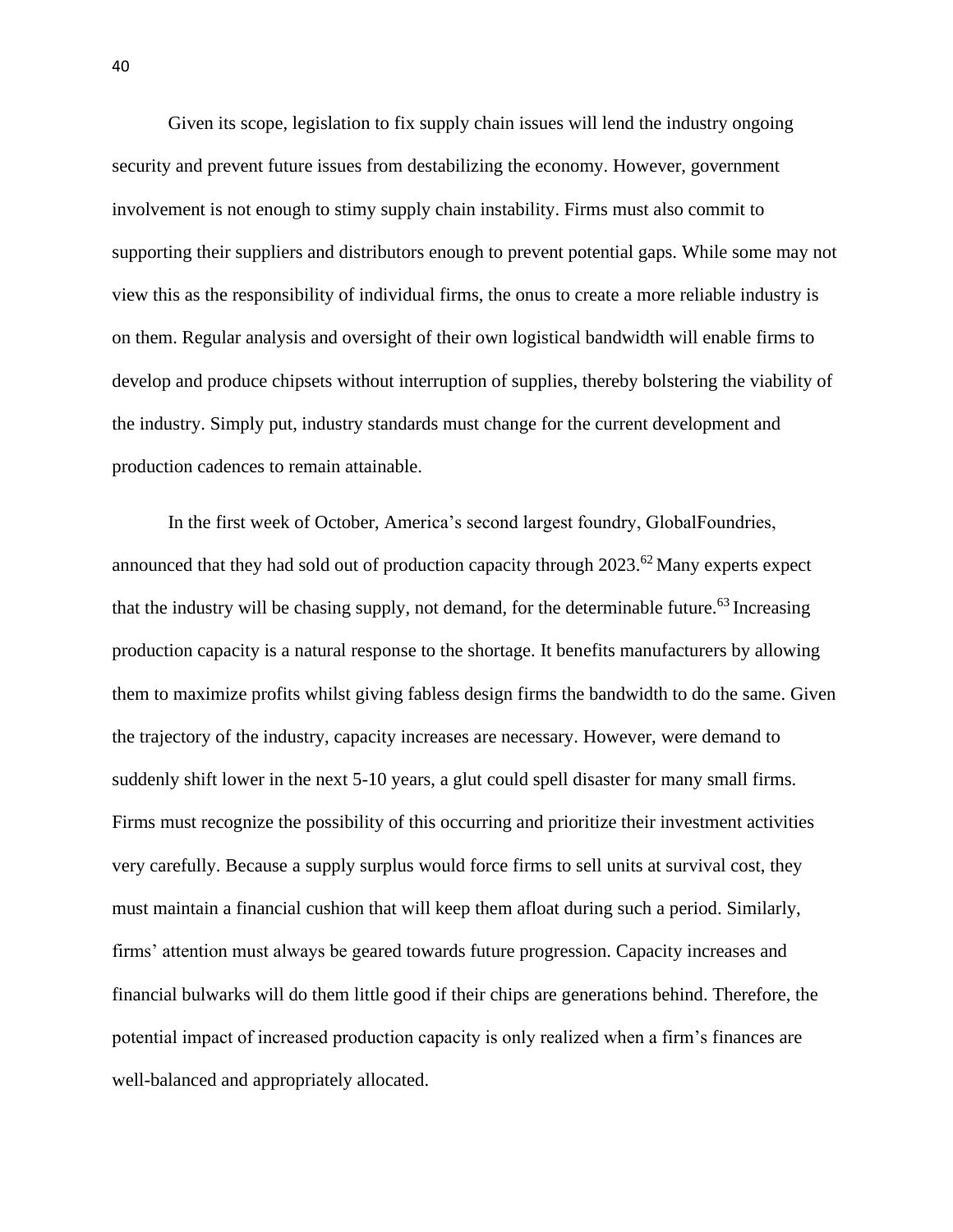Given its scope, legislation to fix supply chain issues will lend the industry ongoing security and prevent future issues from destabilizing the economy. However, government involvement is not enough to stimy supply chain instability. Firms must also commit to supporting their suppliers and distributors enough to prevent potential gaps. While some may not view this as the responsibility of individual firms, the onus to create a more reliable industry is on them. Regular analysis and oversight of their own logistical bandwidth will enable firms to develop and produce chipsets without interruption of supplies, thereby bolstering the viability of the industry. Simply put, industry standards must change for the current development and production cadences to remain attainable.

In the first week of October, America's second largest foundry, GlobalFoundries, announced that they had sold out of production capacity through 2023.[62] Many experts expect that the industry will be chasing supply, not demand, for the determinable future.[63] Increasing production capacity is a natural response to the shortage. It benefits manufacturers by allowing them to maximize profits whilst giving fabless design firms the bandwidth to do the same. Given the trajectory of the industry, capacity increases are necessary. However, were demand to suddenly shift lower in the next 5-10 years, a glut could spell disaster for many small firms. Firms must recognize the possibility of this occurring and prioritize their investment activities very carefully. Because a supply surplus would force firms to sell units at survival cost, they must maintain a financial cushion that will keep them afloat during such a period. Similarly, firms' attention must always be geared towards future progression. Capacity increases and financial bulwarks will do them little good if their chips are generations behind. Therefore, the potential impact of increased production capacity is only realized when a firm's finances are well-balanced and appropriately allocated.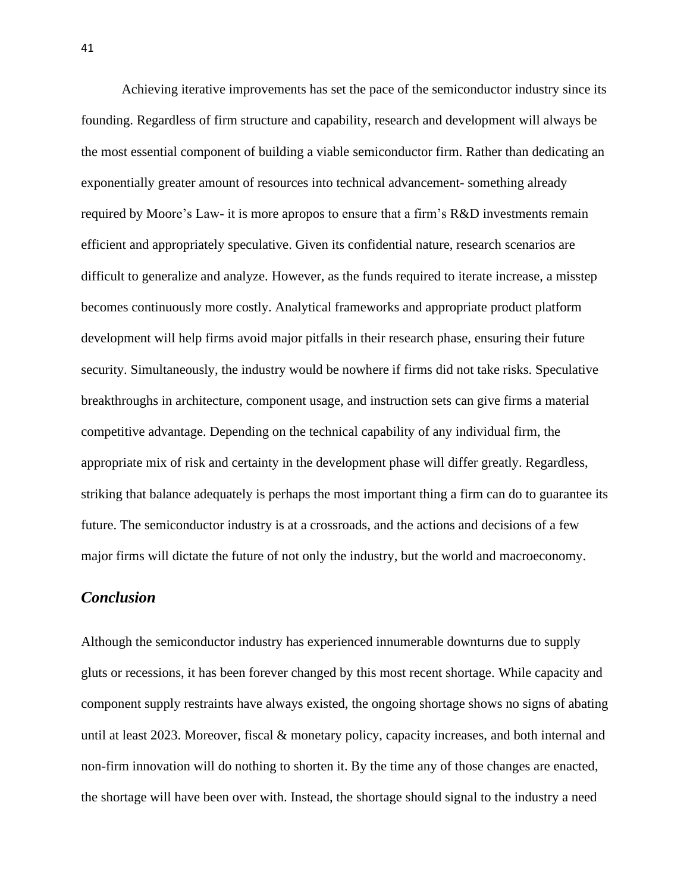Achieving iterative improvements has set the pace of the semiconductor industry since its founding. Regardless of firm structure and capability, research and development will always be the most essential component of building a viable semiconductor firm. Rather than dedicating an exponentially greater amount of resources into technical advancement- something already required by Moore's Law- it is more apropos to ensure that a firm's R&D investments remain efficient and appropriately speculative. Given its confidential nature, research scenarios are difficult to generalize and analyze. However, as the funds required to iterate increase, a misstep becomes continuously more costly. Analytical frameworks and appropriate product platform development will help firms avoid major pitfalls in their research phase, ensuring their future security. Simultaneously, the industry would be nowhere if firms did not take risks. Speculative breakthroughs in architecture, component usage, and instruction sets can give firms a material competitive advantage. Depending on the technical capability of any individual firm, the appropriate mix of risk and certainty in the development phase will differ greatly. Regardless, striking that balance adequately is perhaps the most important thing a firm can do to guarantee its future. The semiconductor industry is at a crossroads, and the actions and decisions of a few major firms will dictate the future of not only the industry, but the world and macroeconomy.

## *Conclusion*

Although the semiconductor industry has experienced innumerable downturns due to supply gluts or recessions, it has been forever changed by this most recent shortage. While capacity and component supply restraints have always existed, the ongoing shortage shows no signs of abating until at least 2023. Moreover, fiscal & monetary policy, capacity increases, and both internal and non-firm innovation will do nothing to shorten it. By the time any of those changes are enacted, the shortage will have been over with. Instead, the shortage should signal to the industry a need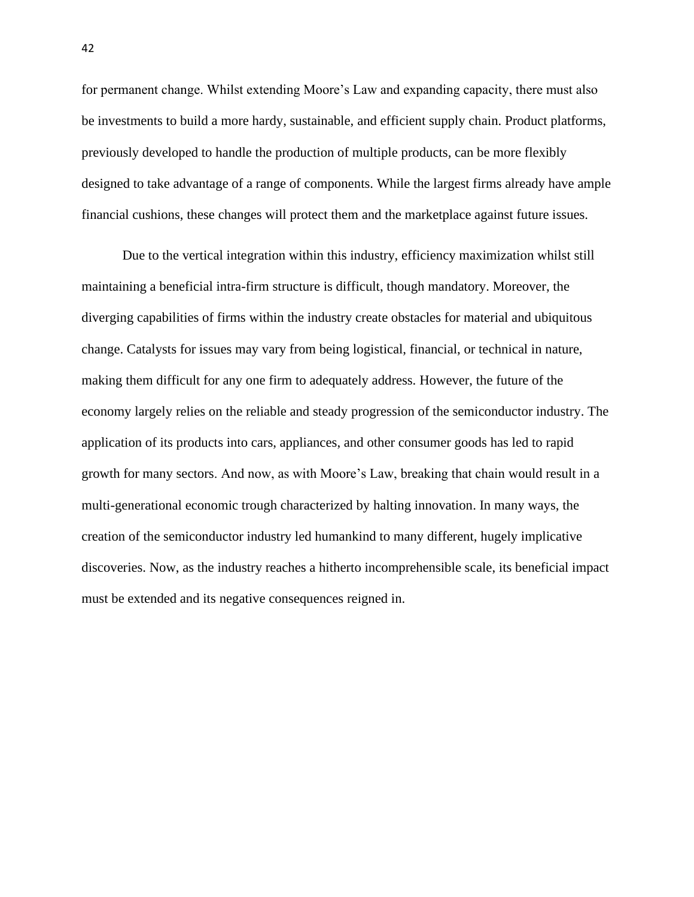for permanent change. Whilst extending Moore's Law and expanding capacity, there must also be investments to build a more hardy, sustainable, and efficient supply chain. Product platforms, previously developed to handle the production of multiple products, can be more flexibly designed to take advantage of a range of components. While the largest firms already have ample financial cushions, these changes will protect them and the marketplace against future issues.

Due to the vertical integration within this industry, efficiency maximization whilst still maintaining a beneficial intra-firm structure is difficult, though mandatory. Moreover, the diverging capabilities of firms within the industry create obstacles for material and ubiquitous change. Catalysts for issues may vary from being logistical, financial, or technical in nature, making them difficult for any one firm to adequately address. However, the future of the economy largely relies on the reliable and steady progression of the semiconductor industry. The application of its products into cars, appliances, and other consumer goods has led to rapid growth for many sectors. And now, as with Moore's Law, breaking that chain would result in a multi-generational economic trough characterized by halting innovation. In many ways, the creation of the semiconductor industry led humankind to many different, hugely implicative discoveries. Now, as the industry reaches a hitherto incomprehensible scale, its beneficial impact must be extended and its negative consequences reigned in.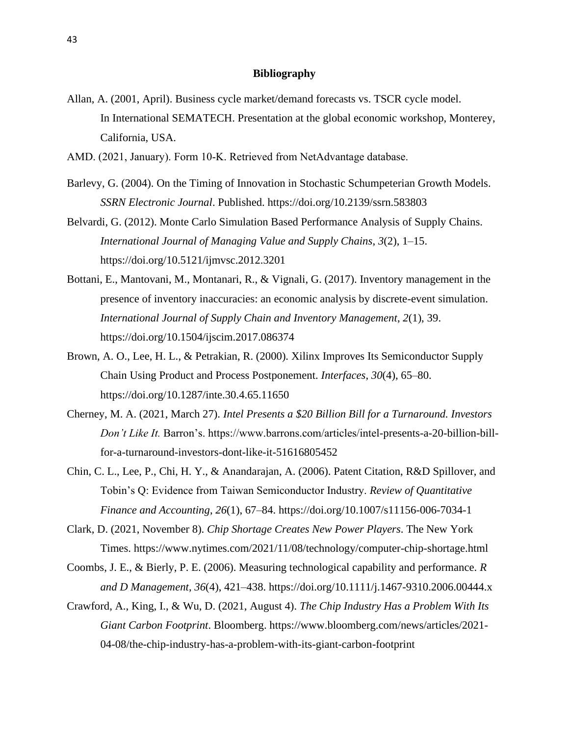## Bibliography

Allan, A. (2001, April). Business cycle market/demand forecasts vs. TSCR cycle model. In International SEMATECH. Presentation at the global economic workshop, Monterey, California, USA.

AMD. (2021, January). Form 10-K. Retrieved from NetAdvantage database.

Barlevy, G. (2004). On the Timing of Innovation in Stochastic Schumpeterian Growth Models. *SSRN Electronic Journal*. Published. https://doi.org/10.2139/ssrn.583803

Belvardi, G. (2012). Monte Carlo Simulation Based Performance Analysis of Supply Chains. *International Journal of Managing Value and Supply Chains*, *3*(2), 1–15. https://doi.org/10.5121/ijmvsc.2012.3201

Bottani, E., Mantovani, M., Montanari, R., & Vignali, G. (2017). Inventory management in the presence of inventory inaccuracies: an economic analysis by discrete-event simulation. *International Journal of Supply Chain and Inventory Management*, *2*(1), 39. https://doi.org/10.1504/ijscim.2017.086374

Brown, A. O., Lee, H. L., & Petrakian, R. (2000). Xilinx Improves Its Semiconductor Supply Chain Using Product and Process Postponement. *Interfaces*, *30*(4), 65–80. https://doi.org/10.1287/inte.30.4.65.11650

Cherney, M. A. (2021, March 27). *Intel Presents a $20 Billion Bill for a Turnaround. Investors Don't Like It.* Barron's. https://www.barrons.com/articles/intel-presents-a-20-billion-bill-for-a-turnaround-investors-dont-like-it-51616805452

Chin, C. L., Lee, P., Chi, H. Y., & Anandarajan, A. (2006). Patent Citation, R&D Spillover, and Tobin's Q: Evidence from Taiwan Semiconductor Industry. *Review of Quantitative Finance and Accounting*, *26*(1), 67–84. https://doi.org/10.1007/s11156-006-7034-1

Clark, D. (2021, November 8). *Chip Shortage Creates New Power Players*. The New York Times. https://www.nytimes.com/2021/11/08/technology/computer-chip-shortage.html

Coombs, J. E., & Bierly, P. E. (2006). Measuring technological capability and performance. *R and D Management*, *36*(4), 421–438. https://doi.org/10.1111/j.1467-9310.2006.00444.x

Crawford, A., King, I., & Wu, D. (2021, August 4). *The Chip Industry Has a Problem With Its Giant Carbon Footprint*. Bloomberg. https://www.bloomberg.com/news/articles/2021-04-08/the-chip-industry-has-a-problem-with-its-giant-carbon-footprint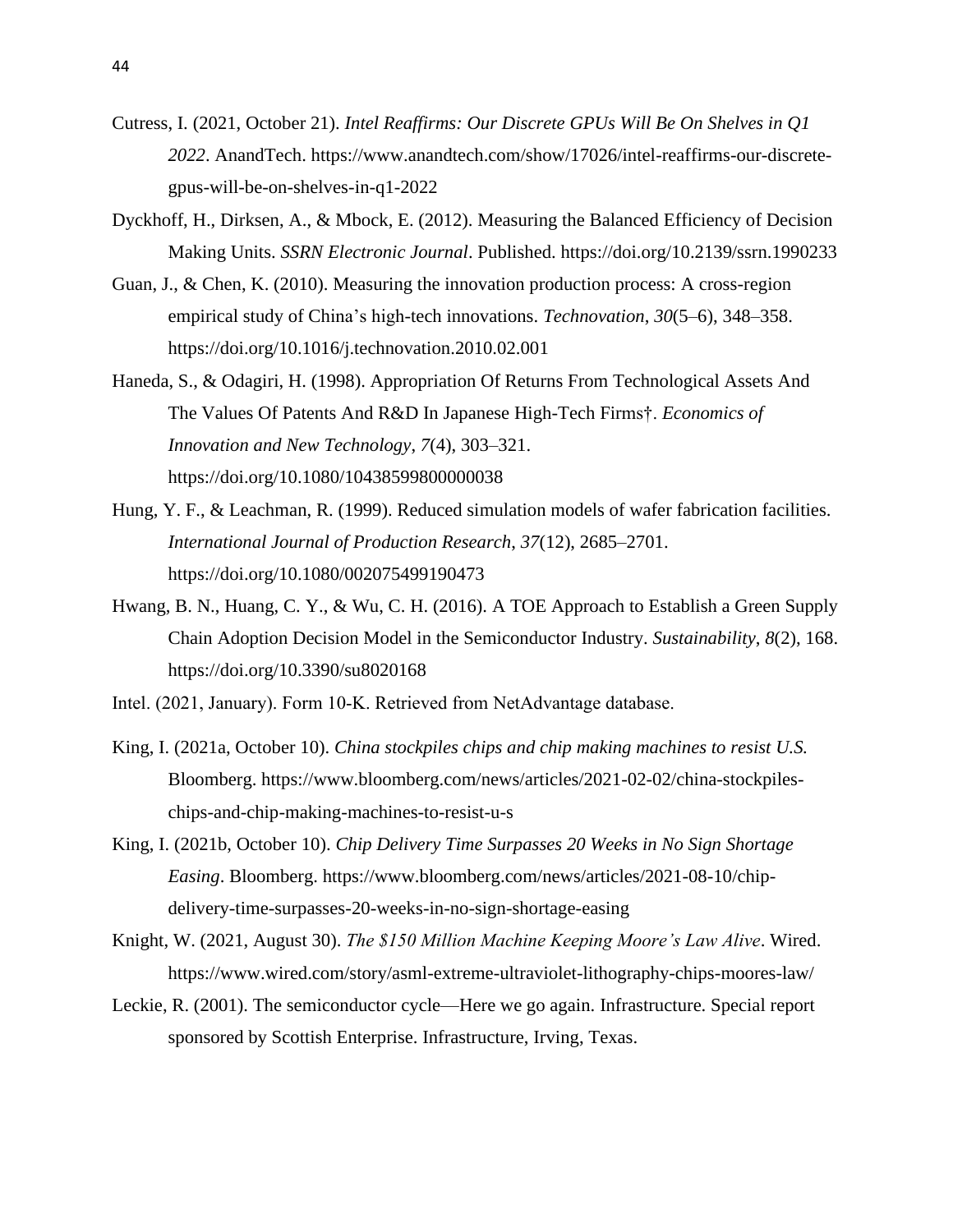Cutress, I. (2021, October 21). *Intel Reaffirms: Our Discrete GPUs Will Be On Shelves in Q1 2022*. AnandTech. https://www.anandtech.com/show/17026/intel-reaffirms-our-discrete-gpus-will-be-on-shelves-in-q1-2022

Dyckhoff, H., Dirksen, A., & Mbock, E. (2012). Measuring the Balanced Efficiency of Decision Making Units. *SSRN Electronic Journal*. Published. https://doi.org/10.2139/ssrn.1990233

Guan, J., & Chen, K. (2010). Measuring the innovation production process: A cross-region empirical study of China's high-tech innovations. *Technovation*, *30*(5–6), 348–358. https://doi.org/10.1016/j.technovation.2010.02.001

Haneda, S., & Odagiri, H. (1998). Appropriation Of Returns From Technological Assets And The Values Of Patents And R&D In Japanese High-Tech Firms†. *Economics of Innovation and New Technology*, *7*(4), 303–321. https://doi.org/10.1080/10438599800000038

Hung, Y. F., & Leachman, R. (1999). Reduced simulation models of wafer fabrication facilities. *International Journal of Production Research*, *37*(12), 2685–2701. https://doi.org/10.1080/002075499190473

Hwang, B. N., Huang, C. Y., & Wu, C. H. (2016). A TOE Approach to Establish a Green Supply Chain Adoption Decision Model in the Semiconductor Industry. *Sustainability*, *8*(2), 168. https://doi.org/10.3390/su8020168

Intel. (2021, January). Form 10-K. Retrieved from NetAdvantage database.

King, I. (2021a, October 10). *China stockpiles chips and chip making machines to resist U.S.* Bloomberg. https://www.bloomberg.com/news/articles/2021-02-02/china-stockpiles-chips-and-chip-making-machines-to-resist-u-s

King, I. (2021b, October 10). *Chip Delivery Time Surpasses 20 Weeks in No Sign Shortage Easing*. Bloomberg. https://www.bloomberg.com/news/articles/2021-08-10/chip-delivery-time-surpasses-20-weeks-in-no-sign-shortage-easing

Knight, W. (2021, August 30). *The $150 Million Machine Keeping Moore's Law Alive*. Wired. https://www.wired.com/story/asml-extreme-ultraviolet-lithography-chips-moores-law/

Leckie, R. (2001). The semiconductor cycle—Here we go again. Infrastructure. Special report sponsored by Scottish Enterprise. Infrastructure, Irving, Texas.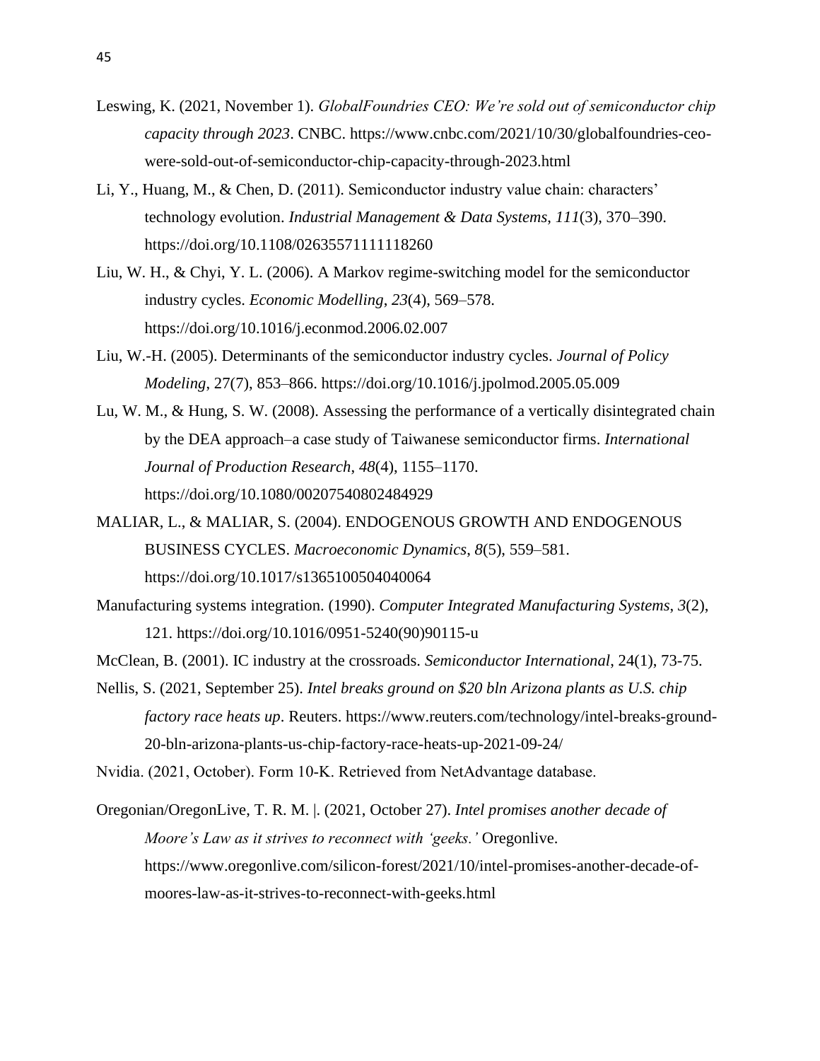Leswing, K. (2021, November 1). *GlobalFoundries CEO: We're sold out of semiconductor chip capacity through 2023*. CNBC. https://www.cnbc.com/2021/10/30/globalfoundries-ceo-were-sold-out-of-semiconductor-chip-capacity-through-2023.html

Li, Y., Huang, M., & Chen, D. (2011). Semiconductor industry value chain: characters' technology evolution. *Industrial Management & Data Systems*, *111*(3), 370–390. https://doi.org/10.1108/02635571111118260

Liu, W. H., & Chyi, Y. L. (2006). A Markov regime-switching model for the semiconductor industry cycles. *Economic Modelling*, *23*(4), 569–578. https://doi.org/10.1016/j.econmod.2006.02.007

Liu, W.-H. (2005). Determinants of the semiconductor industry cycles. *Journal of Policy Modeling*, 27(7), 853–866. https://doi.org/10.1016/j.jpolmod.2005.05.009

Lu, W. M., & Hung, S. W. (2008). Assessing the performance of a vertically disintegrated chain by the DEA approach–a case study of Taiwanese semiconductor firms. *International Journal of Production Research*, *48*(4), 1155–1170. https://doi.org/10.1080/00207540802484929

MALIAR, L., & MALIAR, S. (2004). ENDOGENOUS GROWTH AND ENDOGENOUS BUSINESS CYCLES. *Macroeconomic Dynamics*, *8*(5), 559–581. https://doi.org/10.1017/s1365100504040064

Manufacturing systems integration. (1990). *Computer Integrated Manufacturing Systems*, *3*(2), 121. https://doi.org/10.1016/0951-5240(90)90115-u

McClean, B. (2001). IC industry at the crossroads. *Semiconductor International*, 24(1), 73-75.

Nellis, S. (2021, September 25). *Intel breaks ground on $20 bln Arizona plants as U.S. chip factory race heats up*. Reuters. https://www.reuters.com/technology/intel-breaks-ground-20-bln-arizona-plants-us-chip-factory-race-heats-up-2021-09-24/

Nvidia. (2021, October). Form 10-K. Retrieved from NetAdvantage database.

Oregonian/OregonLive, T. R. M. |. (2021, October 27). *Intel promises another decade of Moore's Law as it strives to reconnect with 'geeks.'* Oregonlive. https://www.oregonlive.com/silicon-forest/2021/10/intel-promises-another-decade-of-moores-law-as-it-strives-to-reconnect-with-geeks.html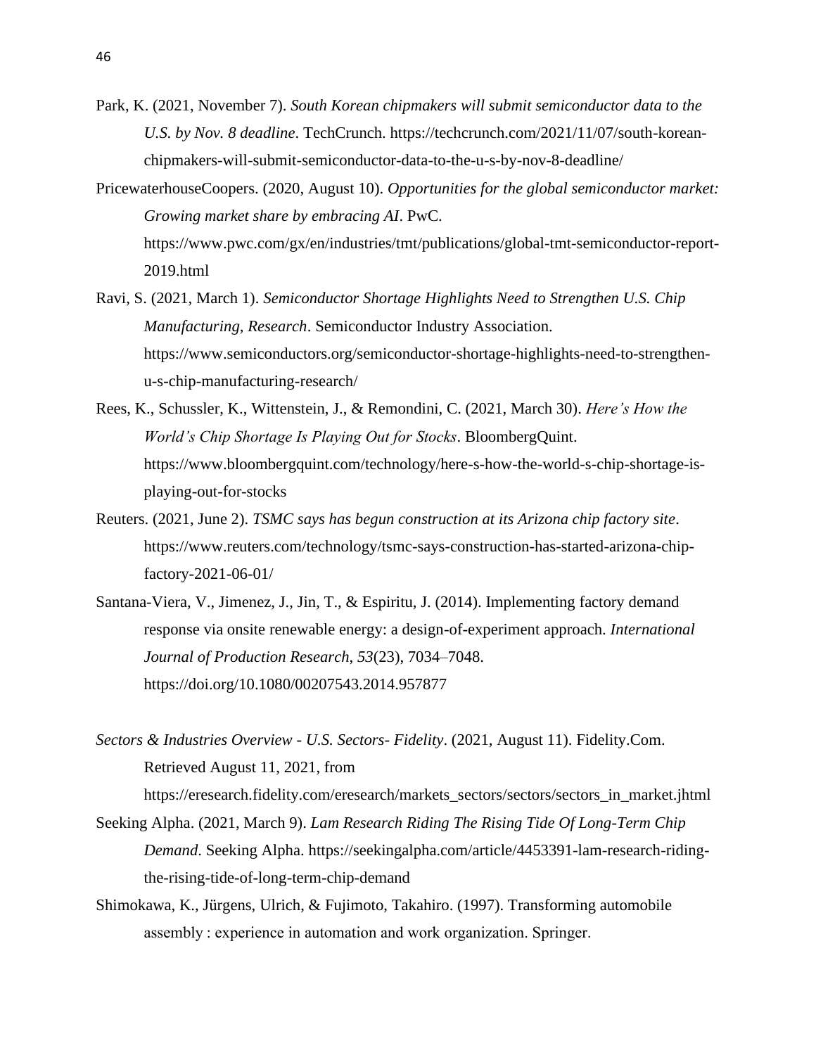Park, K. (2021, November 7). *South Korean chipmakers will submit semiconductor data to the U.S. by Nov. 8 deadline*. TechCrunch. https://techcrunch.com/2021/11/07/south-korean-chipmakers-will-submit-semiconductor-data-to-the-u-s-by-nov-8-deadline/

PricewaterhouseCoopers. (2020, August 10). *Opportunities for the global semiconductor market: Growing market share by embracing AI*. PwC. https://www.pwc.com/gx/en/industries/tmt/publications/global-tmt-semiconductor-report-2019.html

Ravi, S. (2021, March 1). *Semiconductor Shortage Highlights Need to Strengthen U.S. Chip Manufacturing, Research*. Semiconductor Industry Association. https://www.semiconductors.org/semiconductor-shortage-highlights-need-to-strengthen-u-s-chip-manufacturing-research/

Rees, K., Schussler, K., Wittenstein, J., & Remondini, C. (2021, March 30). *Here's How the World's Chip Shortage Is Playing Out for Stocks*. BloombergQuint. https://www.bloombergquint.com/technology/here-s-how-the-world-s-chip-shortage-is-playing-out-for-stocks

Reuters. (2021, June 2). *TSMC says has begun construction at its Arizona chip factory site*. https://www.reuters.com/technology/tsmc-says-construction-has-started-arizona-chip-factory-2021-06-01/

Santana-Viera, V., Jimenez, J., Jin, T., & Espiritu, J. (2014). Implementing factory demand response via onsite renewable energy: a design-of-experiment approach. *International Journal of Production Research*, *53*(23), 7034–7048. https://doi.org/10.1080/00207543.2014.957877

*Sectors & Industries Overview - U.S. Sectors- Fidelity*. (2021, August 11). Fidelity.Com. Retrieved August 11, 2021, from https://eresearch.fidelity.com/eresearch/markets_sectors/sectors/sectors_in_market.jhtml

Seeking Alpha. (2021, March 9). *Lam Research Riding The Rising Tide Of Long-Term Chip Demand*. Seeking Alpha. https://seekingalpha.com/article/4453391-lam-research-riding-the-rising-tide-of-long-term-chip-demand

Shimokawa, K., Jürgens, Ulrich, & Fujimoto, Takahiro. (1997). Transforming automobile assembly : experience in automation and work organization. Springer.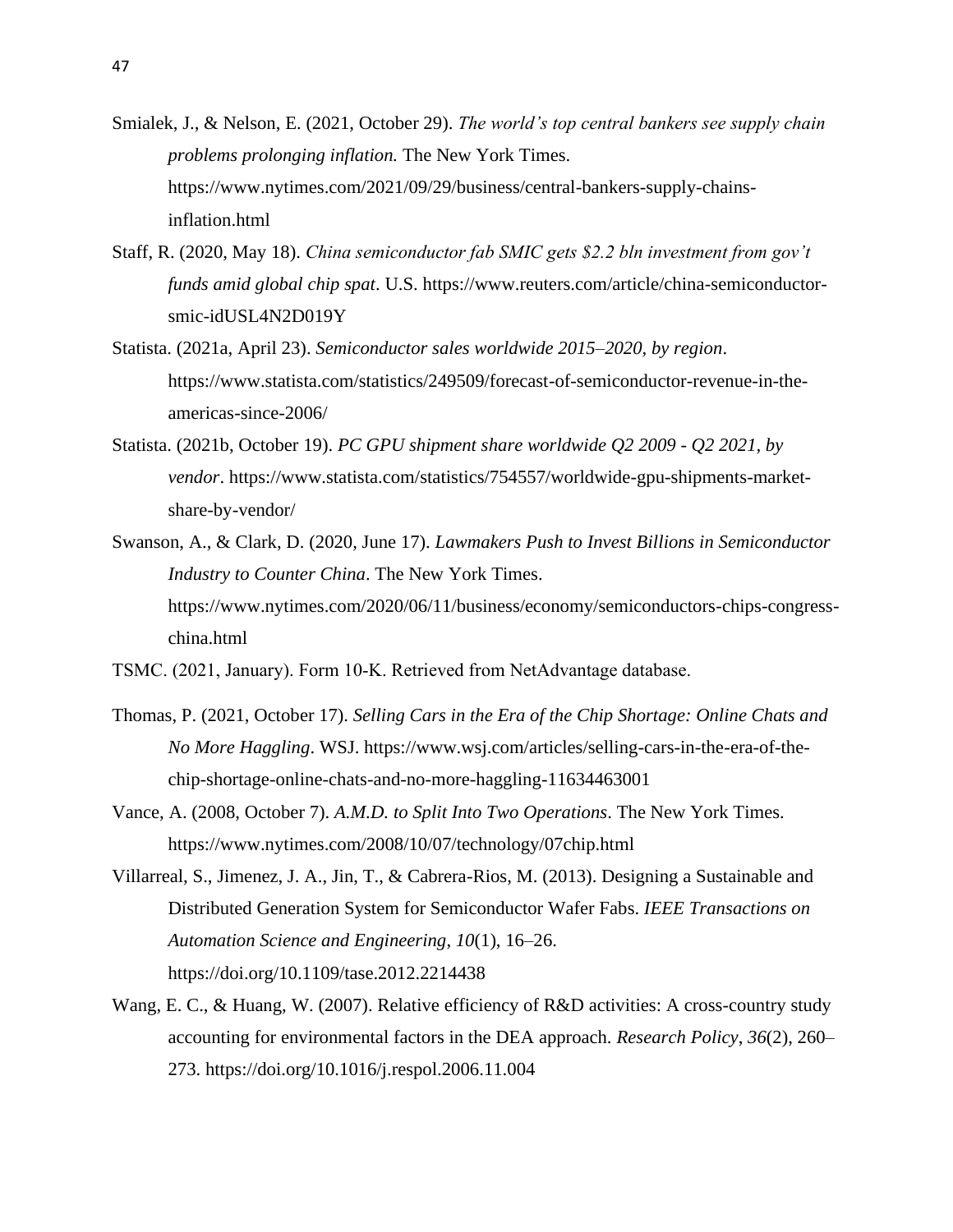Smialek, J., & Nelson, E. (2021, October 29). *The world's top central bankers see supply chain problems prolonging inflation.* The New York Times. https://www.nytimes.com/2021/09/29/business/central-bankers-supply-chains-inflation.html

Staff, R. (2020, May 18). *China semiconductor fab SMIC gets $2.2 bln investment from gov't funds amid global chip spat*. U.S. https://www.reuters.com/article/china-semiconductor-smic-idUSL4N2D019Y

Statista. (2021a, April 23). *Semiconductor sales worldwide 2015–2020, by region*. https://www.statista.com/statistics/249509/forecast-of-semiconductor-revenue-in-the-americas-since-2006/

Statista. (2021b, October 19). *PC GPU shipment share worldwide Q2 2009 - Q2 2021, by vendor*. https://www.statista.com/statistics/754557/worldwide-gpu-shipments-market-share-by-vendor/

Swanson, A., & Clark, D. (2020, June 17). *Lawmakers Push to Invest Billions in Semiconductor Industry to Counter China*. The New York Times. https://www.nytimes.com/2020/06/11/business/economy/semiconductors-chips-congress-china.html

TSMC. (2021, January). Form 10-K. Retrieved from NetAdvantage database.

Thomas, P. (2021, October 17). *Selling Cars in the Era of the Chip Shortage: Online Chats and No More Haggling*. WSJ. https://www.wsj.com/articles/selling-cars-in-the-era-of-the-chip-shortage-online-chats-and-no-more-haggling-11634463001

Vance, A. (2008, October 7). *A.M.D. to Split Into Two Operations*. The New York Times. https://www.nytimes.com/2008/10/07/technology/07chip.html

Villarreal, S., Jimenez, J. A., Jin, T., & Cabrera-Rios, M. (2013). Designing a Sustainable and Distributed Generation System for Semiconductor Wafer Fabs. *IEEE Transactions on Automation Science and Engineering*, *10*(1), 16–26. https://doi.org/10.1109/tase.2012.2214438

Wang, E. C., & Huang, W. (2007). Relative efficiency of R&D activities: A cross-country study accounting for environmental factors in the DEA approach. *Research Policy*, *36*(2), 260–273. https://doi.org/10.1016/j.respol.2006.11.004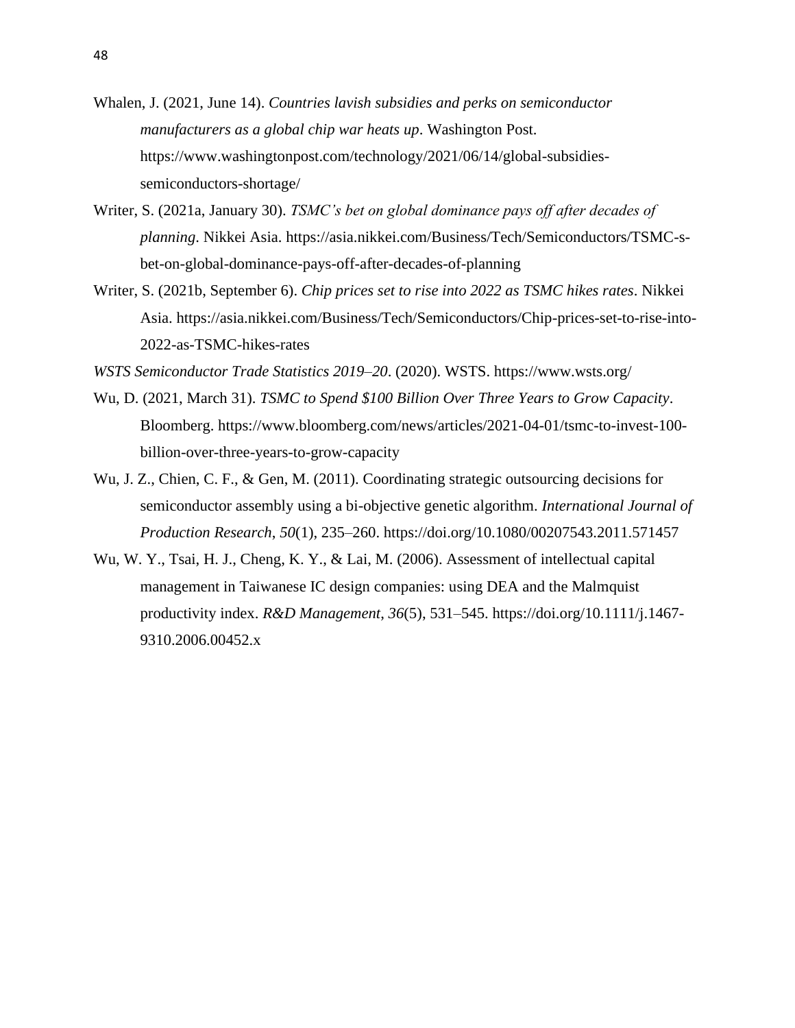Whalen, J. (2021, June 14). *Countries lavish subsidies and perks on semiconductor manufacturers as a global chip war heats up*. Washington Post. https://www.washingtonpost.com/technology/2021/06/14/global-subsidies-semiconductors-shortage/

Writer, S. (2021a, January 30). *TSMC's bet on global dominance pays off after decades of planning*. Nikkei Asia. https://asia.nikkei.com/Business/Tech/Semiconductors/TSMC-s-bet-on-global-dominance-pays-off-after-decades-of-planning

Writer, S. (2021b, September 6). *Chip prices set to rise into 2022 as TSMC hikes rates*. Nikkei Asia. https://asia.nikkei.com/Business/Tech/Semiconductors/Chip-prices-set-to-rise-into-2022-as-TSMC-hikes-rates

*WSTS Semiconductor Trade Statistics 2019–20*. (2020). WSTS. https://www.wsts.org/

Wu, D. (2021, March 31). *TSMC to Spend $100 Billion Over Three Years to Grow Capacity*. Bloomberg. https://www.bloomberg.com/news/articles/2021-04-01/tsmc-to-invest-100-billion-over-three-years-to-grow-capacity

Wu, J. Z., Chien, C. F., & Gen, M. (2011). Coordinating strategic outsourcing decisions for semiconductor assembly using a bi-objective genetic algorithm. *International Journal of Production Research*, *50*(1), 235–260. https://doi.org/10.1080/00207543.2011.571457

Wu, W. Y., Tsai, H. J., Cheng, K. Y., & Lai, M. (2006). Assessment of intellectual capital management in Taiwanese IC design companies: using DEA and the Malmquist productivity index. *R&D Management*, *36*(5), 531–545. https://doi.org/10.1111/j.1467-9310.2006.00452.x